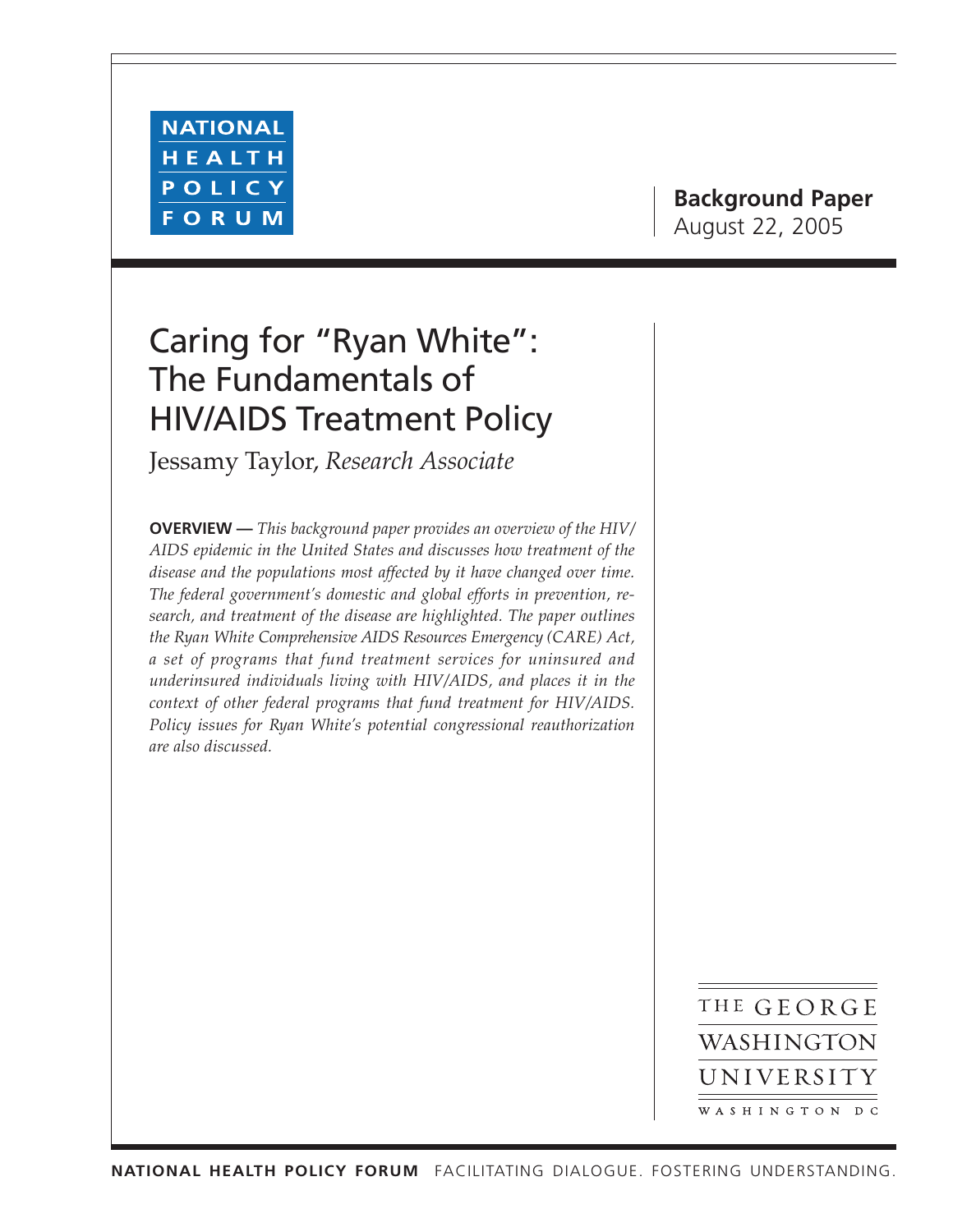NATIONAL HEALTH POLICY FORUM

**Background Paper**
August 22, 2005

# Caring for "Ryan White": The Fundamentals of HIV/AIDS Treatment Policy

Jessamy Taylor, *Research Associate*

**OVERVIEW —** *This background paper provides an overview of the HIV/AIDS epidemic in the United States and discusses how treatment of the disease and the populations most affected by it have changed over time. The federal government's domestic and global efforts in prevention, research, and treatment of the disease are highlighted. The paper outlines the Ryan White Comprehensive AIDS Resources Emergency (CARE) Act, a set of programs that fund treatment services for uninsured and underinsured individuals living with HIV/AIDS, and places it in the context of other federal programs that fund treatment for HIV/AIDS. Policy issues for Ryan White's potential congressional reauthorization are also discussed.*

THE GEORGE WASHINGTON UNIVERSITY
WASHINGTON DC

**NATIONAL HEALTH POLICY FORUM** FACILITATING DIALOGUE. FOSTERING UNDERSTANDING.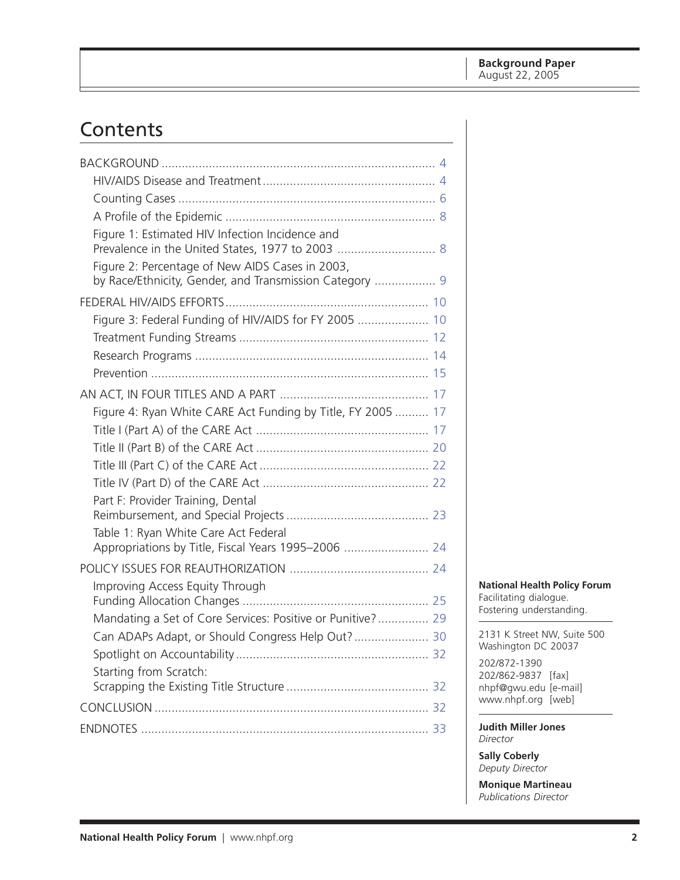Background Paper
August 22, 2005

# Contents

- BACKGROUND ... 4
  - HIV/AIDS Disease and Treatment ... 4
  - Counting Cases ... 6
  - A Profile of the Epidemic ... 8
  - Figure 1: Estimated HIV Infection Incidence and Prevalence in the United States, 1977 to 2003 ... 8
  - Figure 2: Percentage of New AIDS Cases in 2003, by Race/Ethnicity, Gender, and Transmission Category ... 9
- FEDERAL HIV/AIDS EFFORTS ... 10
  - Figure 3: Federal Funding of HIV/AIDS for FY 2005 ... 10
  - Treatment Funding Streams ... 12
  - Research Programs ... 14
  - Prevention ... 15
- AN ACT, IN FOUR TITLES AND A PART ... 17
  - Figure 4: Ryan White CARE Act Funding by Title, FY 2005 ... 17
  - Title I (Part A) of the CARE Act ... 17
  - Title II (Part B) of the CARE Act ... 20
  - Title III (Part C) of the CARE Act ... 22
  - Title IV (Part D) of the CARE Act ... 22
  - Part F: Provider Training, Dental Reimbursement, and Special Projects ... 23
  - Table 1: Ryan White Care Act Federal Appropriations by Title, Fiscal Years 1995–2006 ... 24
- POLICY ISSUES FOR REAUTHORIZATION ... 24
  - Improving Access Equity Through Funding Allocation Changes ... 25
  - Mandating a Set of Core Services: Positive or Punitive? ... 29
  - Can ADAPs Adapt, or Should Congress Help Out? ... 30
  - Spotlight on Accountability ... 32
  - Starting from Scratch: Scrapping the Existing Title Structure ... 32
- CONCLUSION ... 32
- ENDNOTES ... 33

**National Health Policy Forum**
Facilitating dialogue.
Fostering understanding.

2131 K Street NW, Suite 500
Washington DC 20037

202/872-1390
202/862-9837 [fax]
nhpf@gwu.edu [e-mail]
www.nhpf.org [web]

**Judith Miller Jones**
*Director*

**Sally Coberly**
*Deputy Director*

**Monique Martineau**
*Publications Director*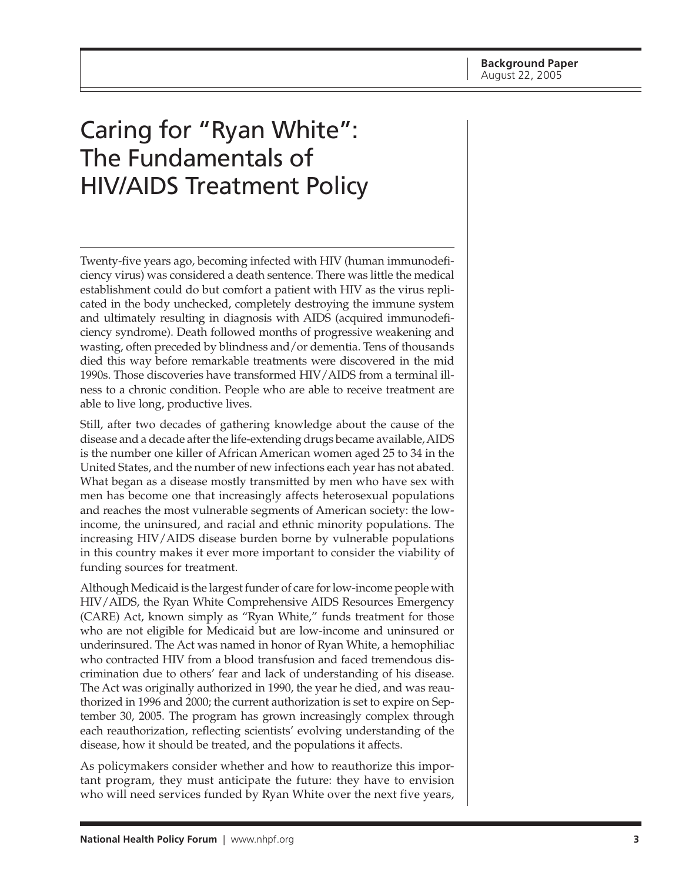**Background Paper**
August 22, 2005

# Caring for "Ryan White": The Fundamentals of HIV/AIDS Treatment Policy

Twenty-five years ago, becoming infected with HIV (human immunodeficiency virus) was considered a death sentence. There was little the medical establishment could do but comfort a patient with HIV as the virus replicated in the body unchecked, completely destroying the immune system and ultimately resulting in diagnosis with AIDS (acquired immunodeficiency syndrome). Death followed months of progressive weakening and wasting, often preceded by blindness and/or dementia. Tens of thousands died this way before remarkable treatments were discovered in the mid 1990s. Those discoveries have transformed HIV/AIDS from a terminal illness to a chronic condition. People who are able to receive treatment are able to live long, productive lives.

Still, after two decades of gathering knowledge about the cause of the disease and a decade after the life-extending drugs became available, AIDS is the number one killer of African American women aged 25 to 34 in the United States, and the number of new infections each year has not abated. What began as a disease mostly transmitted by men who have sex with men has become one that increasingly affects heterosexual populations and reaches the most vulnerable segments of American society: the low-income, the uninsured, and racial and ethnic minority populations. The increasing HIV/AIDS disease burden borne by vulnerable populations in this country makes it ever more important to consider the viability of funding sources for treatment.

Although Medicaid is the largest funder of care for low-income people with HIV/AIDS, the Ryan White Comprehensive AIDS Resources Emergency (CARE) Act, known simply as "Ryan White," funds treatment for those who are not eligible for Medicaid but are low-income and uninsured or underinsured. The Act was named in honor of Ryan White, a hemophiliac who contracted HIV from a blood transfusion and faced tremendous discrimination due to others' fear and lack of understanding of his disease. The Act was originally authorized in 1990, the year he died, and was reauthorized in 1996 and 2000; the current authorization is set to expire on September 30, 2005. The program has grown increasingly complex through each reauthorization, reflecting scientists' evolving understanding of the disease, how it should be treated, and the populations it affects.

As policymakers consider whether and how to reauthorize this important program, they must anticipate the future: they have to envision who will need services funded by Ryan White over the next five years,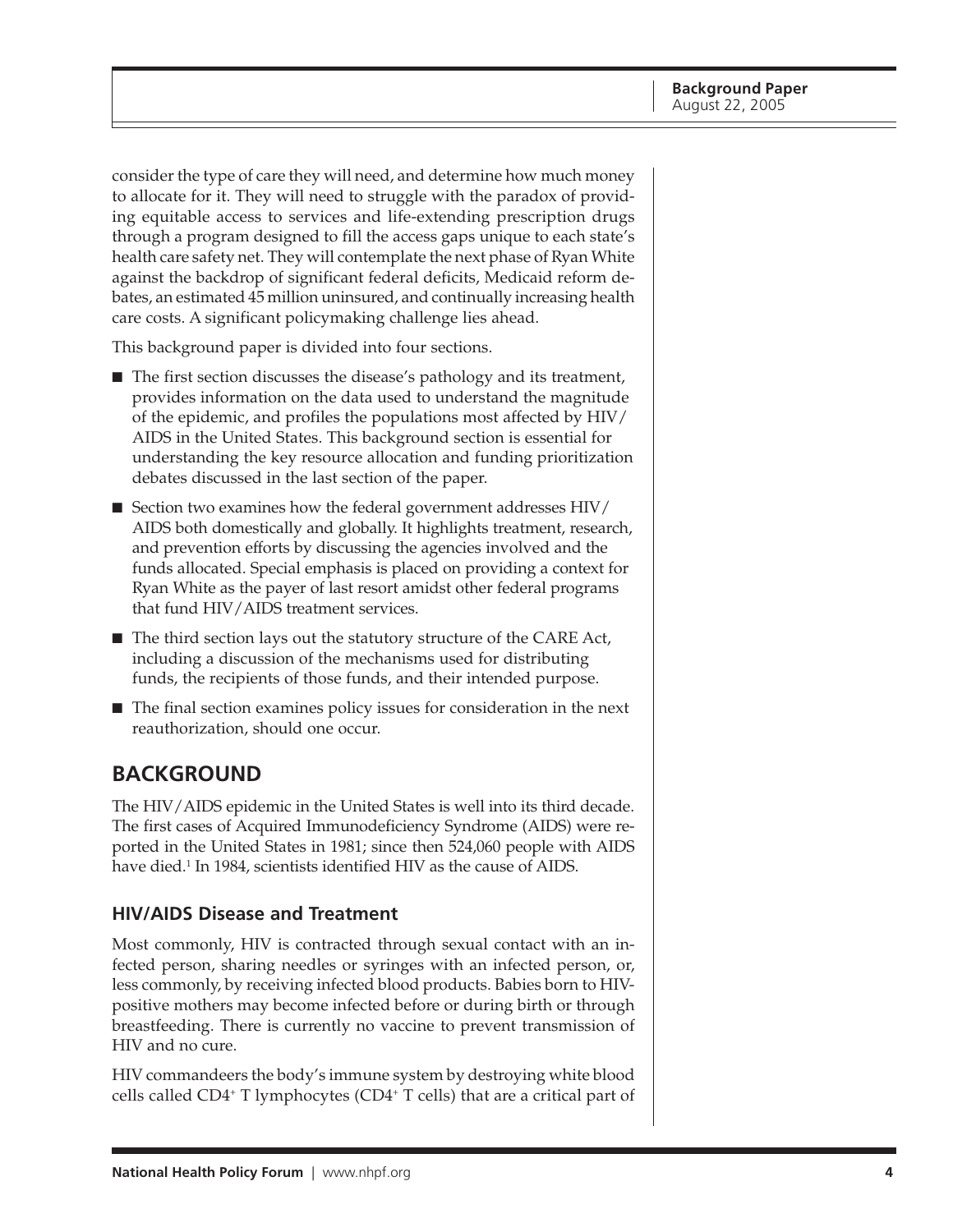consider the type of care they will need, and determine how much money to allocate for it. They will need to struggle with the paradox of providing equitable access to services and life-extending prescription drugs through a program designed to fill the access gaps unique to each state's health care safety net. They will contemplate the next phase of Ryan White against the backdrop of significant federal deficits, Medicaid reform debates, an estimated 45 million uninsured, and continually increasing health care costs. A significant policymaking challenge lies ahead.

This background paper is divided into four sections.

- The first section discusses the disease's pathology and its treatment, provides information on the data used to understand the magnitude of the epidemic, and profiles the populations most affected by HIV/AIDS in the United States. This background section is essential for understanding the key resource allocation and funding prioritization debates discussed in the last section of the paper.
- Section two examines how the federal government addresses HIV/AIDS both domestically and globally. It highlights treatment, research, and prevention efforts by discussing the agencies involved and the funds allocated. Special emphasis is placed on providing a context for Ryan White as the payer of last resort amidst other federal programs that fund HIV/AIDS treatment services.
- The third section lays out the statutory structure of the CARE Act, including a discussion of the mechanisms used for distributing funds, the recipients of those funds, and their intended purpose.
- The final section examines policy issues for consideration in the next reauthorization, should one occur.

## BACKGROUND

The HIV/AIDS epidemic in the United States is well into its third decade. The first cases of Acquired Immunodeficiency Syndrome (AIDS) were reported in the United States in 1981; since then 524,060 people with AIDS have died.[1] In 1984, scientists identified HIV as the cause of AIDS.

### HIV/AIDS Disease and Treatment

Most commonly, HIV is contracted through sexual contact with an infected person, sharing needles or syringes with an infected person, or, less commonly, by receiving infected blood products. Babies born to HIV-positive mothers may become infected before or during birth or through breastfeeding. There is currently no vaccine to prevent transmission of HIV and no cure.

HIV commandeers the body's immune system by destroying white blood cells called $CD4^+$ T lymphocytes ($CD4^+$ T cells) that are a critical part of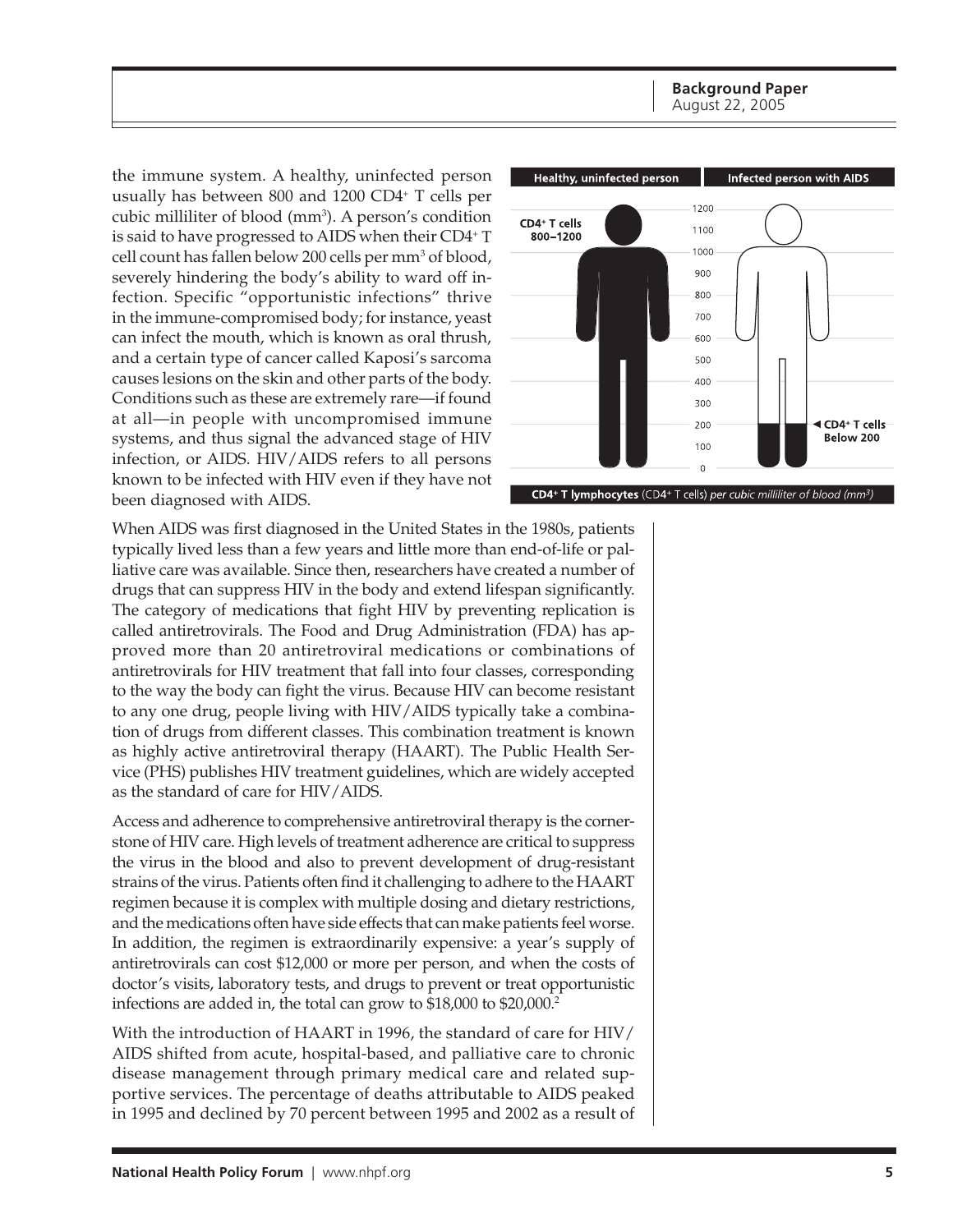the immune system. A healthy, uninfected person usually has between 800 and 1200 CD4+ T cells per cubic milliliter of blood ($mm^3$). A person's condition is said to have progressed to AIDS when their CD4+ T cell count has fallen below 200 cells per $mm^3$ of blood, severely hindering the body's ability to ward off infection. Specific "opportunistic infections" thrive in the immune-compromised body; for instance, yeast can infect the mouth, which is known as oral thrush, and a certain type of cancer called Kaposi's sarcoma causes lesions on the skin and other parts of the body. Conditions such as these are extremely rare—if found at all—in people with uncompromised immune systems, and thus signal the advanced stage of HIV infection, or AIDS. HIV/AIDS refers to all persons known to be infected with HIV even if they have not been diagnosed with AIDS.

**Healthy, uninfected person** — CD4+ T cells 800–1200

**Infected person with AIDS** — CD4+ T cells Below 200

**CD4+ T lymphocytes** (CD4+ T cells) *per cubic milliliter of blood ($mm^3$)*

When AIDS was first diagnosed in the United States in the 1980s, patients typically lived less than a few years and little more than end-of-life or palliative care was available. Since then, researchers have created a number of drugs that can suppress HIV in the body and extend lifespan significantly. The category of medications that fight HIV by preventing replication is called antiretrovirals. The Food and Drug Administration (FDA) has approved more than 20 antiretroviral medications or combinations of antiretrovirals for HIV treatment that fall into four classes, corresponding to the way the body can fight the virus. Because HIV can become resistant to any one drug, people living with HIV/AIDS typically take a combination of drugs from different classes. This combination treatment is known as highly active antiretroviral therapy (HAART). The Public Health Service (PHS) publishes HIV treatment guidelines, which are widely accepted as the standard of care for HIV/AIDS.

Access and adherence to comprehensive antiretroviral therapy is the cornerstone of HIV care. High levels of treatment adherence are critical to suppress the virus in the blood and also to prevent development of drug-resistant strains of the virus. Patients often find it challenging to adhere to the HAART regimen because it is complex with multiple dosing and dietary restrictions, and the medications often have side effects that can make patients feel worse. In addition, the regimen is extraordinarily expensive: a year's supply of antiretrovirals can cost $12,000 or more per person, and when the costs of doctor's visits, laboratory tests, and drugs to prevent or treat opportunistic infections are added in, the total can grow to $18,000 to $20,000.[2]

With the introduction of HAART in 1996, the standard of care for HIV/AIDS shifted from acute, hospital-based, and palliative care to chronic disease management through primary medical care and related supportive services. The percentage of deaths attributable to AIDS peaked in 1995 and declined by 70 percent between 1995 and 2002 as a result of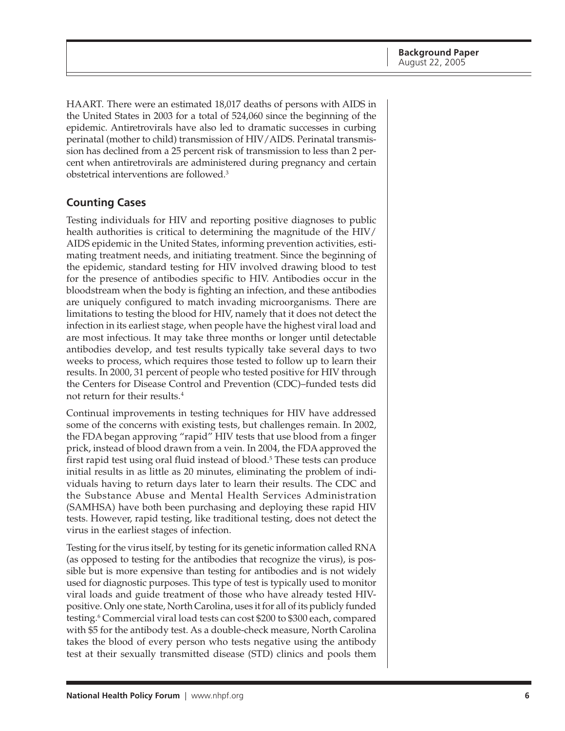HAART. There were an estimated 18,017 deaths of persons with AIDS in the United States in 2003 for a total of 524,060 since the beginning of the epidemic. Antiretrovirals have also led to dramatic successes in curbing perinatal (mother to child) transmission of HIV/AIDS. Perinatal transmission has declined from a 25 percent risk of transmission to less than 2 percent when antiretrovirals are administered during pregnancy and certain obstetrical interventions are followed.[3]

## Counting Cases

Testing individuals for HIV and reporting positive diagnoses to public health authorities is critical to determining the magnitude of the HIV/AIDS epidemic in the United States, informing prevention activities, estimating treatment needs, and initiating treatment. Since the beginning of the epidemic, standard testing for HIV involved drawing blood to test for the presence of antibodies specific to HIV. Antibodies occur in the bloodstream when the body is fighting an infection, and these antibodies are uniquely configured to match invading microorganisms. There are limitations to testing the blood for HIV, namely that it does not detect the infection in its earliest stage, when people have the highest viral load and are most infectious. It may take three months or longer until detectable antibodies develop, and test results typically take several days to two weeks to process, which requires those tested to follow up to learn their results. In 2000, 31 percent of people who tested positive for HIV through the Centers for Disease Control and Prevention (CDC)–funded tests did not return for their results.[4]

Continual improvements in testing techniques for HIV have addressed some of the concerns with existing tests, but challenges remain. In 2002, the FDA began approving "rapid" HIV tests that use blood from a finger prick, instead of blood drawn from a vein. In 2004, the FDA approved the first rapid test using oral fluid instead of blood.[5] These tests can produce initial results in as little as 20 minutes, eliminating the problem of individuals having to return days later to learn their results. The CDC and the Substance Abuse and Mental Health Services Administration (SAMHSA) have both been purchasing and deploying these rapid HIV tests. However, rapid testing, like traditional testing, does not detect the virus in the earliest stages of infection.

Testing for the virus itself, by testing for its genetic information called RNA (as opposed to testing for the antibodies that recognize the virus), is possible but is more expensive than testing for antibodies and is not widely used for diagnostic purposes. This type of test is typically used to monitor viral loads and guide treatment of those who have already tested HIV-positive. Only one state, North Carolina, uses it for all of its publicly funded testing.[6] Commercial viral load tests can cost $200 to $300 each, compared with $5 for the antibody test. As a double-check measure, North Carolina takes the blood of every person who tests negative using the antibody test at their sexually transmitted disease (STD) clinics and pools them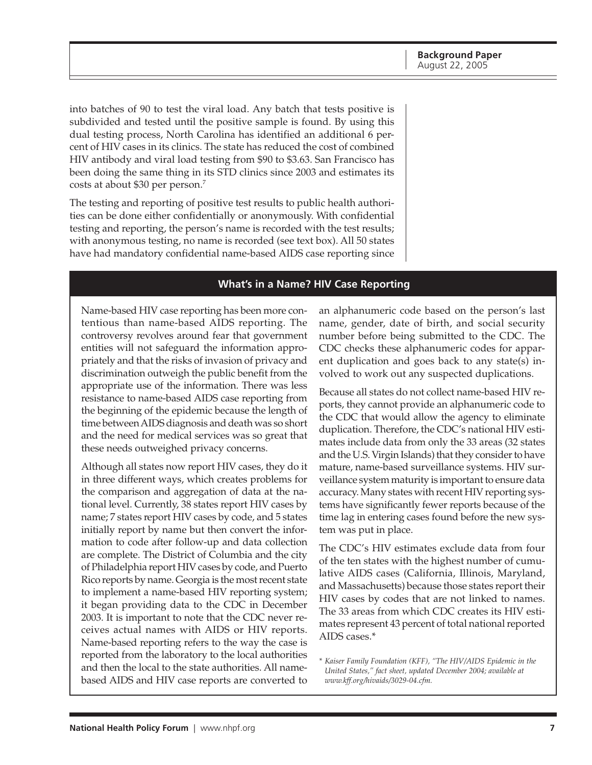into batches of 90 to test the viral load. Any batch that tests positive is subdivided and tested until the positive sample is found. By using this dual testing process, North Carolina has identified an additional 6 percent of HIV cases in its clinics. The state has reduced the cost of combined HIV antibody and viral load testing from $90 to $3.63. San Francisco has been doing the same thing in its STD clinics since 2003 and estimates its costs at about $30 per person.[7]

The testing and reporting of positive test results to public health authorities can be done either confidentially or anonymously. With confidential testing and reporting, the person's name is recorded with the test results; with anonymous testing, no name is recorded (see text box). All 50 states have had mandatory confidential name-based AIDS case reporting since

### What's in a Name? HIV Case Reporting

Name-based HIV case reporting has been more contentious than name-based AIDS reporting. The controversy revolves around fear that government entities will not safeguard the information appropriately and that the risks of invasion of privacy and discrimination outweigh the public benefit from the appropriate use of the information. There was less resistance to name-based AIDS case reporting from the beginning of the epidemic because the length of time between AIDS diagnosis and death was so short and the need for medical services was so great that these needs outweighed privacy concerns.

Although all states now report HIV cases, they do it in three different ways, which creates problems for the comparison and aggregation of data at the national level. Currently, 38 states report HIV cases by name; 7 states report HIV cases by code, and 5 states initially report by name but then convert the information to code after follow-up and data collection are complete. The District of Columbia and the city of Philadelphia report HIV cases by code, and Puerto Rico reports by name. Georgia is the most recent state to implement a name-based HIV reporting system; it began providing data to the CDC in December 2003. It is important to note that the CDC never receives actual names with AIDS or HIV reports. Name-based reporting refers to the way the case is reported from the laboratory to the local authorities and then the local to the state authorities. All name-based AIDS and HIV case reports are converted to an alphanumeric code based on the person's last name, gender, date of birth, and social security number before being submitted to the CDC. The CDC checks these alphanumeric codes for apparent duplication and goes back to any state(s) involved to work out any suspected duplications.

Because all states do not collect name-based HIV reports, they cannot provide an alphanumeric code to the CDC that would allow the agency to eliminate duplication. Therefore, the CDC's national HIV estimates include data from only the 33 areas (32 states and the U.S. Virgin Islands) that they consider to have mature, name-based surveillance systems. HIV surveillance system maturity is important to ensure data accuracy. Many states with recent HIV reporting systems have significantly fewer reports because of the time lag in entering cases found before the new system was put in place.

The CDC's HIV estimates exclude data from four of the ten states with the highest number of cumulative AIDS cases (California, Illinois, Maryland, and Massachusetts) because those states report their HIV cases by codes that are not linked to names. The 33 areas from which CDC creates its HIV estimates represent 43 percent of total national reported AIDS cases.*

* *Kaiser Family Foundation (KFF), "The HIV/AIDS Epidemic in the United States," fact sheet, updated December 2004; available at www.kff.org/hivaids/3029-04.cfm.*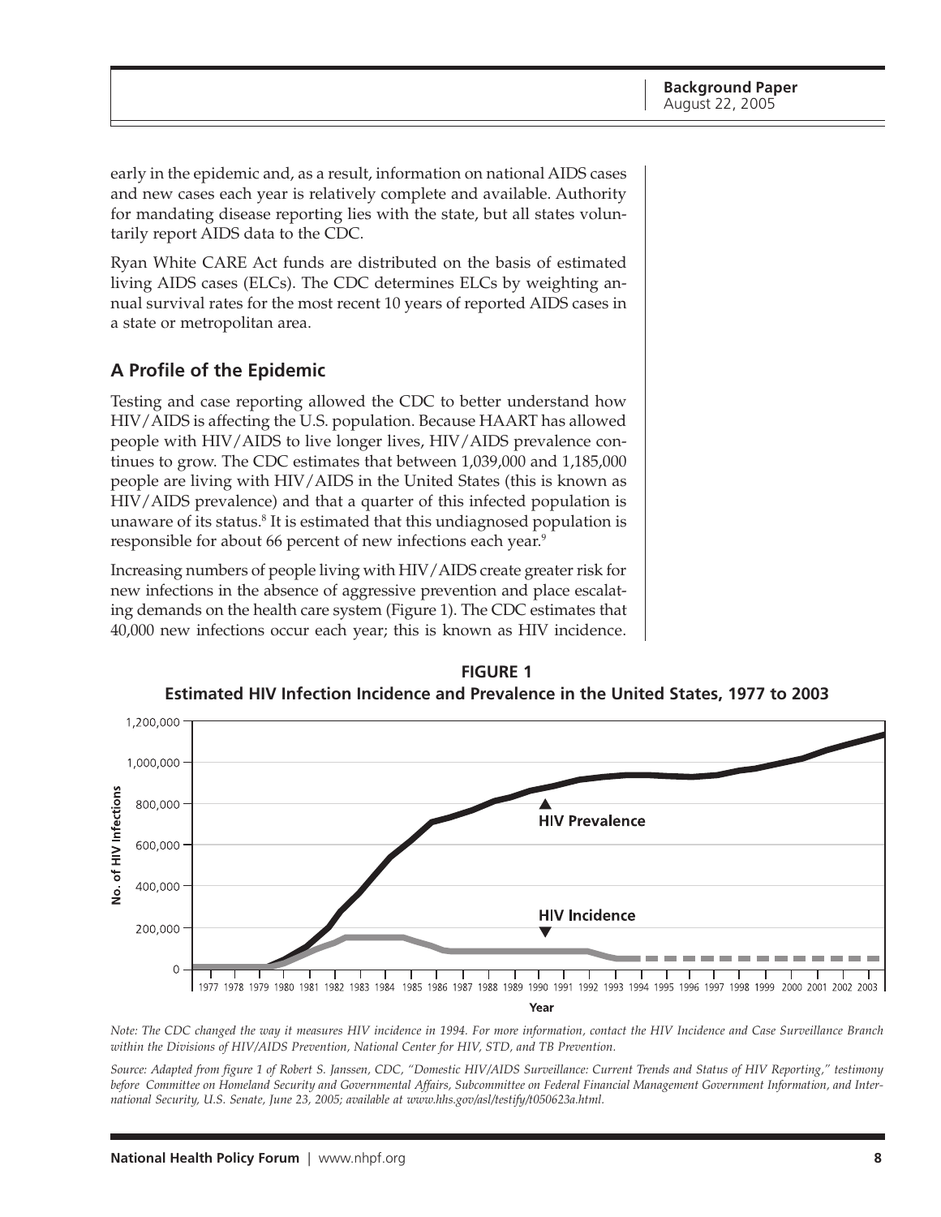early in the epidemic and, as a result, information on national AIDS cases and new cases each year is relatively complete and available. Authority for mandating disease reporting lies with the state, but all states voluntarily report AIDS data to the CDC.

Ryan White CARE Act funds are distributed on the basis of estimated living AIDS cases (ELCs). The CDC determines ELCs by weighting annual survival rates for the most recent 10 years of reported AIDS cases in a state or metropolitan area.

## A Profile of the Epidemic

Testing and case reporting allowed the CDC to better understand how HIV/AIDS is affecting the U.S. population. Because HAART has allowed people with HIV/AIDS to live longer lives, HIV/AIDS prevalence continues to grow. The CDC estimates that between 1,039,000 and 1,185,000 people are living with HIV/AIDS in the United States (this is known as HIV/AIDS prevalence) and that a quarter of this infected population is unaware of its status.[8] It is estimated that this undiagnosed population is responsible for about 66 percent of new infections each year.[9]

Increasing numbers of people living with HIV/AIDS create greater risk for new infections in the absence of aggressive prevention and place escalating demands on the health care system (Figure 1). The CDC estimates that 40,000 new infections occur each year; this is known as HIV incidence.

**FIGURE 1**
**Estimated HIV Infection Incidence and Prevalence in the United States, 1977 to 2003**

*Note: The CDC changed the way it measures HIV incidence in 1994. For more information, contact the HIV Incidence and Case Surveillance Branch within the Divisions of HIV/AIDS Prevention, National Center for HIV, STD, and TB Prevention.*

*Source: Adapted from figure 1 of Robert S. Janssen, CDC, "Domestic HIV/AIDS Surveillance: Current Trends and Status of HIV Reporting," testimony before Committee on Homeland Security and Governmental Affairs, Subcommittee on Federal Financial Management Government Information, and International Security, U.S. Senate, June 23, 2005; available at www.hhs.gov/asl/testify/t050623a.html.*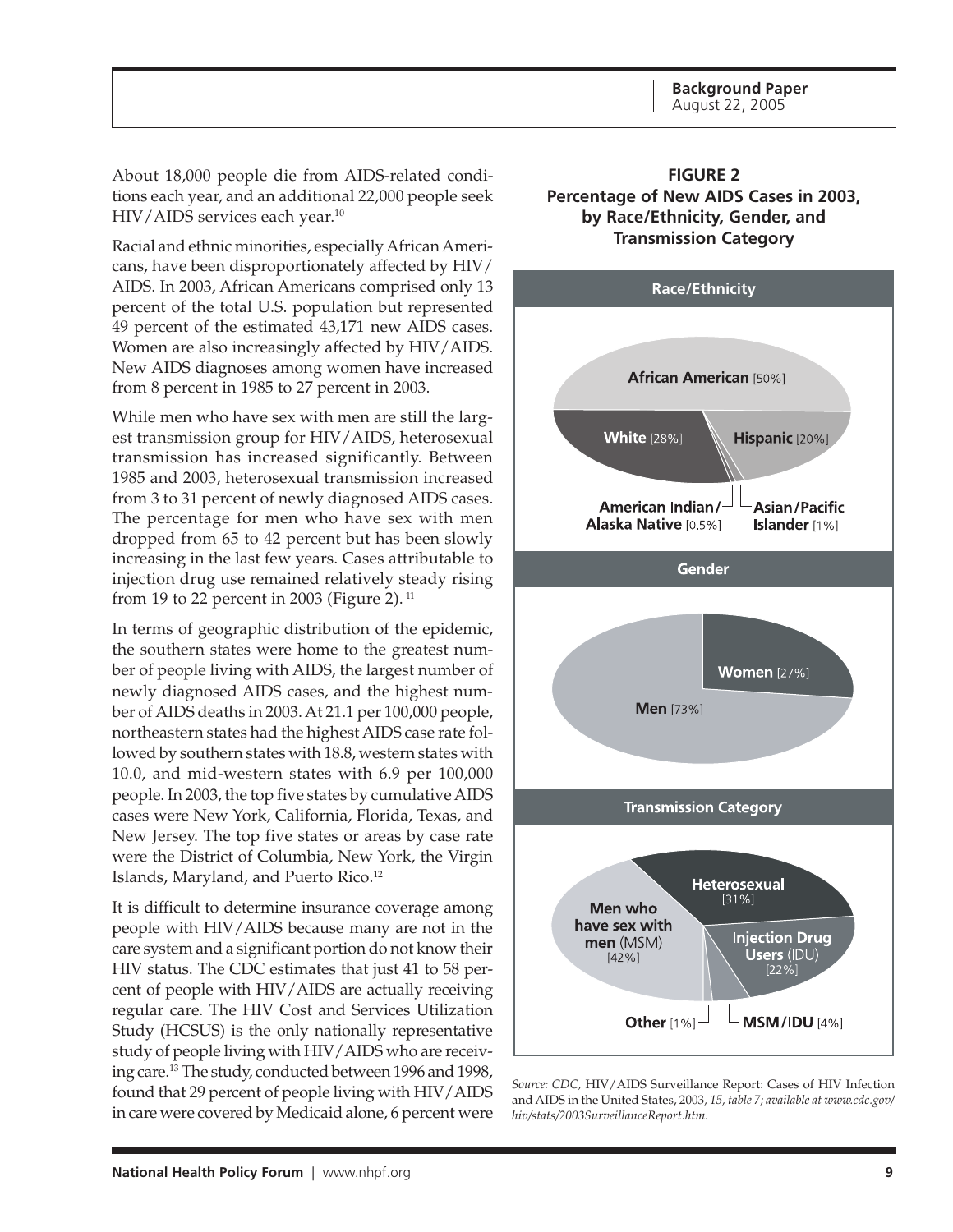About 18,000 people die from AIDS-related conditions each year, and an additional 22,000 people seek HIV/AIDS services each year.[10]

Racial and ethnic minorities, especially African Americans, have been disproportionately affected by HIV/AIDS. In 2003, African Americans comprised only 13 percent of the total U.S. population but represented 49 percent of the estimated 43,171 new AIDS cases. Women are also increasingly affected by HIV/AIDS. New AIDS diagnoses among women have increased from 8 percent in 1985 to 27 percent in 2003.

While men who have sex with men are still the largest transmission group for HIV/AIDS, heterosexual transmission has increased significantly. Between 1985 and 2003, heterosexual transmission increased from 3 to 31 percent of newly diagnosed AIDS cases. The percentage for men who have sex with men dropped from 65 to 42 percent but has been slowly increasing in the last few years. Cases attributable to injection drug use remained relatively steady rising from 19 to 22 percent in 2003 (Figure 2).[11]

In terms of geographic distribution of the epidemic, the southern states were home to the greatest number of people living with AIDS, the largest number of newly diagnosed AIDS cases, and the highest number of AIDS deaths in 2003. At 21.1 per 100,000 people, northeastern states had the highest AIDS case rate followed by southern states with 18.8, western states with 10.0, and mid-western states with 6.9 per 100,000 people. In 2003, the top five states by cumulative AIDS cases were New York, California, Florida, Texas, and New Jersey. The top five states or areas by case rate were the District of Columbia, New York, the Virgin Islands, Maryland, and Puerto Rico.[12]

It is difficult to determine insurance coverage among people with HIV/AIDS because many are not in the care system and a significant portion do not know their HIV status. The CDC estimates that just 41 to 58 percent of people with HIV/AIDS are actually receiving regular care. The HIV Cost and Services Utilization Study (HCSUS) is the only nationally representative study of people living with HIV/AIDS who are receiving care.[13] The study, conducted between 1996 and 1998, found that 29 percent of people living with HIV/AIDS in care were covered by Medicaid alone, 6 percent were

**FIGURE 2**
**Percentage of New AIDS Cases in 2003, by Race/Ethnicity, Gender, and Transmission Category**

**Race/Ethnicity**

- **African American** [50%]
- **White** [28%]
- **Hispanic** [20%]
- **American Indian/Alaska Native** [0.5%]
- **Asian/Pacific Islander** [1%]

**Gender**

- **Women** [27%]
- **Men** [73%]

**Transmission Category**

- **Men who have sex with men** (MSM) [42%]
- **Heterosexual** [31%]
- **Injection Drug Users** (IDU) [22%]
- **MSM/IDU** [4%]
- **Other** [1%]

*Source: CDC,* HIV/AIDS Surveillance Report: Cases of HIV Infection and AIDS in the United States, 2003, *15, table 7; available at www.cdc.gov/hiv/stats/2003SurveillanceReport.htm.*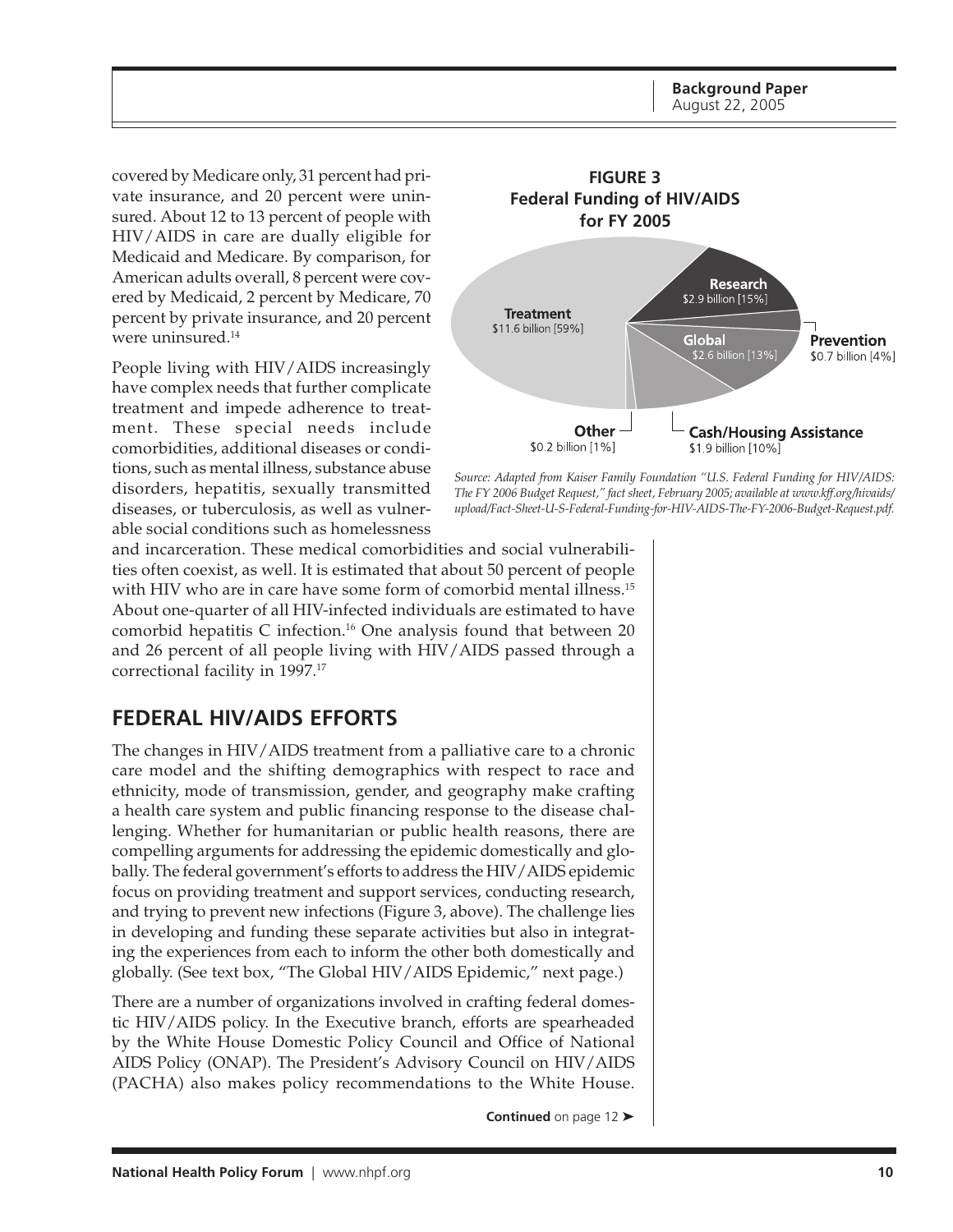covered by Medicare only, 31 percent had private insurance, and 20 percent were uninsured. About 12 to 13 percent of people with HIV/AIDS in care are dually eligible for Medicaid and Medicare. By comparison, for American adults overall, 8 percent were covered by Medicaid, 2 percent by Medicare, 70 percent by private insurance, and 20 percent were uninsured.[14]

People living with HIV/AIDS increasingly have complex needs that further complicate treatment and impede adherence to treatment. These special needs include comorbidities, additional diseases or conditions, such as mental illness, substance abuse disorders, hepatitis, sexually transmitted diseases, or tuberculosis, as well as vulnerable social conditions such as homelessness and incarceration. These medical comorbidities and social vulnerabilities often coexist, as well. It is estimated that about 50 percent of people with HIV who are in care have some form of comorbid mental illness.[15] About one-quarter of all HIV-infected individuals are estimated to have comorbid hepatitis C infection.[16] One analysis found that between 20 and 26 percent of all people living with HIV/AIDS passed through a correctional facility in 1997.[17]

**FIGURE 3**
**Federal Funding of HIV/AIDS for FY 2005**

| Category | Amount |
|---|---|
| Treatment | $11.6 billion [59%] |
| Research | $2.9 billion [15%] |
| Global | $2.6 billion [13%] |
| Cash/Housing Assistance | $1.9 billion [10%] |
| Prevention | $0.7 billion [4%] |
| Other | $0.2 billion [1%] |

*Source: Adapted from Kaiser Family Foundation "U.S. Federal Funding for HIV/AIDS: The FY 2006 Budget Request," fact sheet, February 2005; available at www.kff.org/hivaids/upload/Fact-Sheet-U-S-Federal-Funding-for-HIV-AIDS-The-FY-2006-Budget-Request.pdf.*

## FEDERAL HIV/AIDS EFFORTS

The changes in HIV/AIDS treatment from a palliative care to a chronic care model and the shifting demographics with respect to race and ethnicity, mode of transmission, gender, and geography make crafting a health care system and public financing response to the disease challenging. Whether for humanitarian or public health reasons, there are compelling arguments for addressing the epidemic domestically and globally. The federal government's efforts to address the HIV/AIDS epidemic focus on providing treatment and support services, conducting research, and trying to prevent new infections (Figure 3, above). The challenge lies in developing and funding these separate activities but also in integrating the experiences from each to inform the other both domestically and globally. (See text box, "The Global HIV/AIDS Epidemic," next page.)

There are a number of organizations involved in crafting federal domestic HIV/AIDS policy. In the Executive branch, efforts are spearheaded by the White House Domestic Policy Council and Office of National AIDS Policy (ONAP). The President's Advisory Council on HIV/AIDS (PACHA) also makes policy recommendations to the White House.

**Continued** on page 12 ➤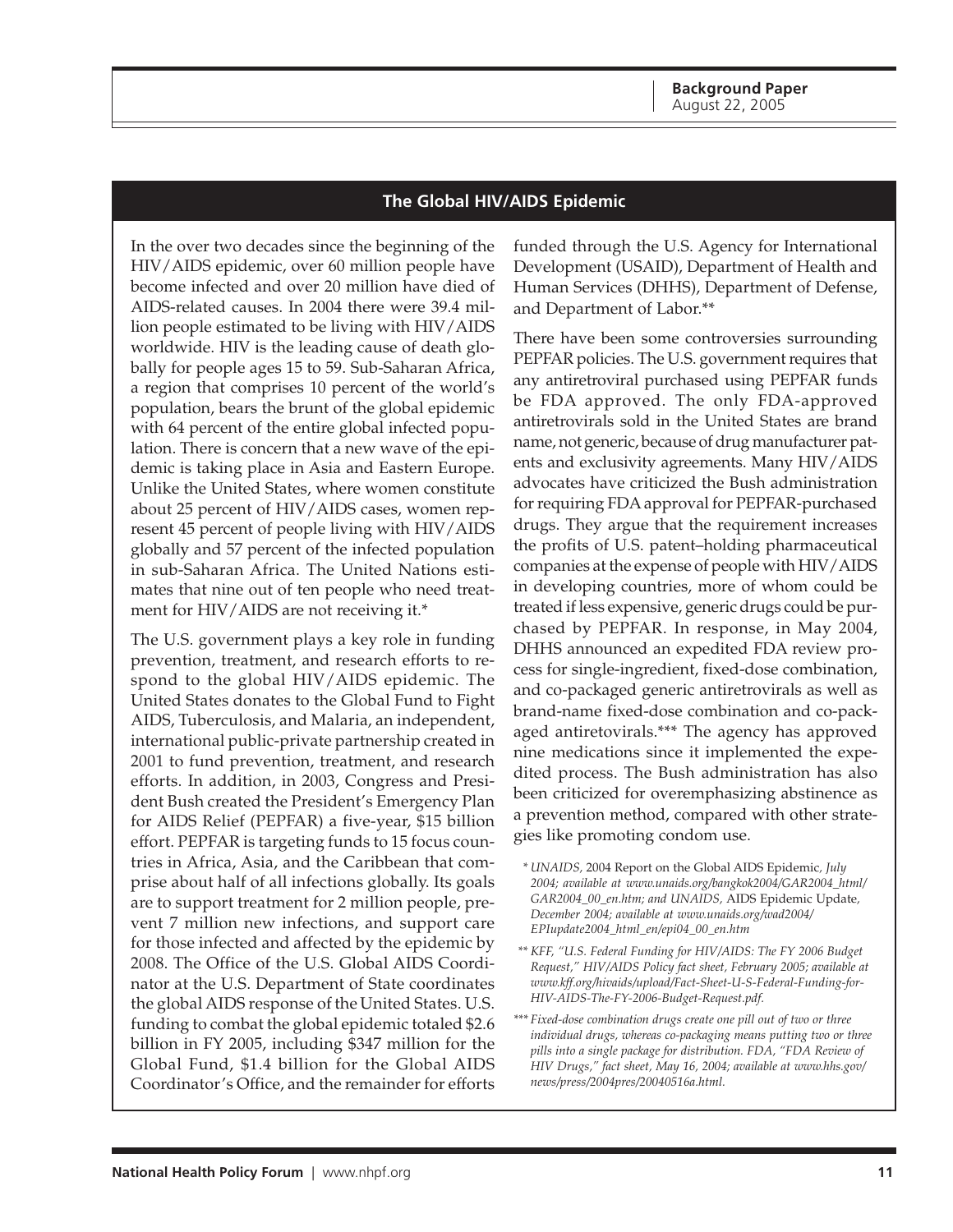## The Global HIV/AIDS Epidemic

In the over two decades since the beginning of the HIV/AIDS epidemic, over 60 million people have become infected and over 20 million have died of AIDS-related causes. In 2004 there were 39.4 million people estimated to be living with HIV/AIDS worldwide. HIV is the leading cause of death globally for people ages 15 to 59. Sub-Saharan Africa, a region that comprises 10 percent of the world's population, bears the brunt of the global epidemic with 64 percent of the entire global infected population. There is concern that a new wave of the epidemic is taking place in Asia and Eastern Europe. Unlike the United States, where women constitute about 25 percent of HIV/AIDS cases, women represent 45 percent of people living with HIV/AIDS globally and 57 percent of the infected population in sub-Saharan Africa. The United Nations estimates that nine out of ten people who need treatment for HIV/AIDS are not receiving it.*

The U.S. government plays a key role in funding prevention, treatment, and research efforts to respond to the global HIV/AIDS epidemic. The United States donates to the Global Fund to Fight AIDS, Tuberculosis, and Malaria, an independent, international public-private partnership created in 2001 to fund prevention, treatment, and research efforts. In addition, in 2003, Congress and President Bush created the President's Emergency Plan for AIDS Relief (PEPFAR) a five-year, $15 billion effort. PEPFAR is targeting funds to 15 focus countries in Africa, Asia, and the Caribbean that comprise about half of all infections globally. Its goals are to support treatment for 2 million people, prevent 7 million new infections, and support care for those infected and affected by the epidemic by 2008. The Office of the U.S. Global AIDS Coordinator at the U.S. Department of State coordinates the global AIDS response of the United States. U.S. funding to combat the global epidemic totaled $2.6 billion in FY 2005, including $347 million for the Global Fund, $1.4 billion for the Global AIDS Coordinator's Office, and the remainder for efforts funded through the U.S. Agency for International Development (USAID), Department of Health and Human Services (DHHS), Department of Defense, and Department of Labor.**

There have been some controversies surrounding PEPFAR policies. The U.S. government requires that any antiretroviral purchased using PEPFAR funds be FDA approved. The only FDA-approved antiretrovirals sold in the United States are brand name, not generic, because of drug manufacturer patents and exclusivity agreements. Many HIV/AIDS advocates have criticized the Bush administration for requiring FDA approval for PEPFAR-purchased drugs. They argue that the requirement increases the profits of U.S. patent–holding pharmaceutical companies at the expense of people with HIV/AIDS in developing countries, more of whom could be treated if less expensive, generic drugs could be purchased by PEPFAR. In response, in May 2004, DHHS announced an expedited FDA review process for single-ingredient, fixed-dose combination, and co-packaged generic antiretrovirals as well as brand-name fixed-dose combination and co-packaged antiretovirals.*** The agency has approved nine medications since it implemented the expedited process. The Bush administration has also been criticized for overemphasizing abstinence as a prevention method, compared with other strategies like promoting condom use.

\* *UNAIDS,* 2004 Report on the Global AIDS Epidemic*, July 2004; available at www.unaids.org/bangkok2004/GAR2004_html/GAR2004_00_en.htm; and UNAIDS,* AIDS Epidemic Update*, December 2004; available at www.unaids.org/wad2004/EPIupdate2004_html_en/epi04_00_en.htm*

\*\* *KFF, "U.S. Federal Funding for HIV/AIDS: The FY 2006 Budget Request," HIV/AIDS Policy fact sheet, February 2005; available at www.kff.org/hivaids/upload/Fact-Sheet-U-S-Federal-Funding-for-HIV-AIDS-The-FY-2006-Budget-Request.pdf.*

\*\*\* *Fixed-dose combination drugs create one pill out of two or three individual drugs, whereas co-packaging means putting two or three pills into a single package for distribution. FDA, "FDA Review of HIV Drugs," fact sheet, May 16, 2004; available at www.hhs.gov/news/press/2004pres/20040516a.html.*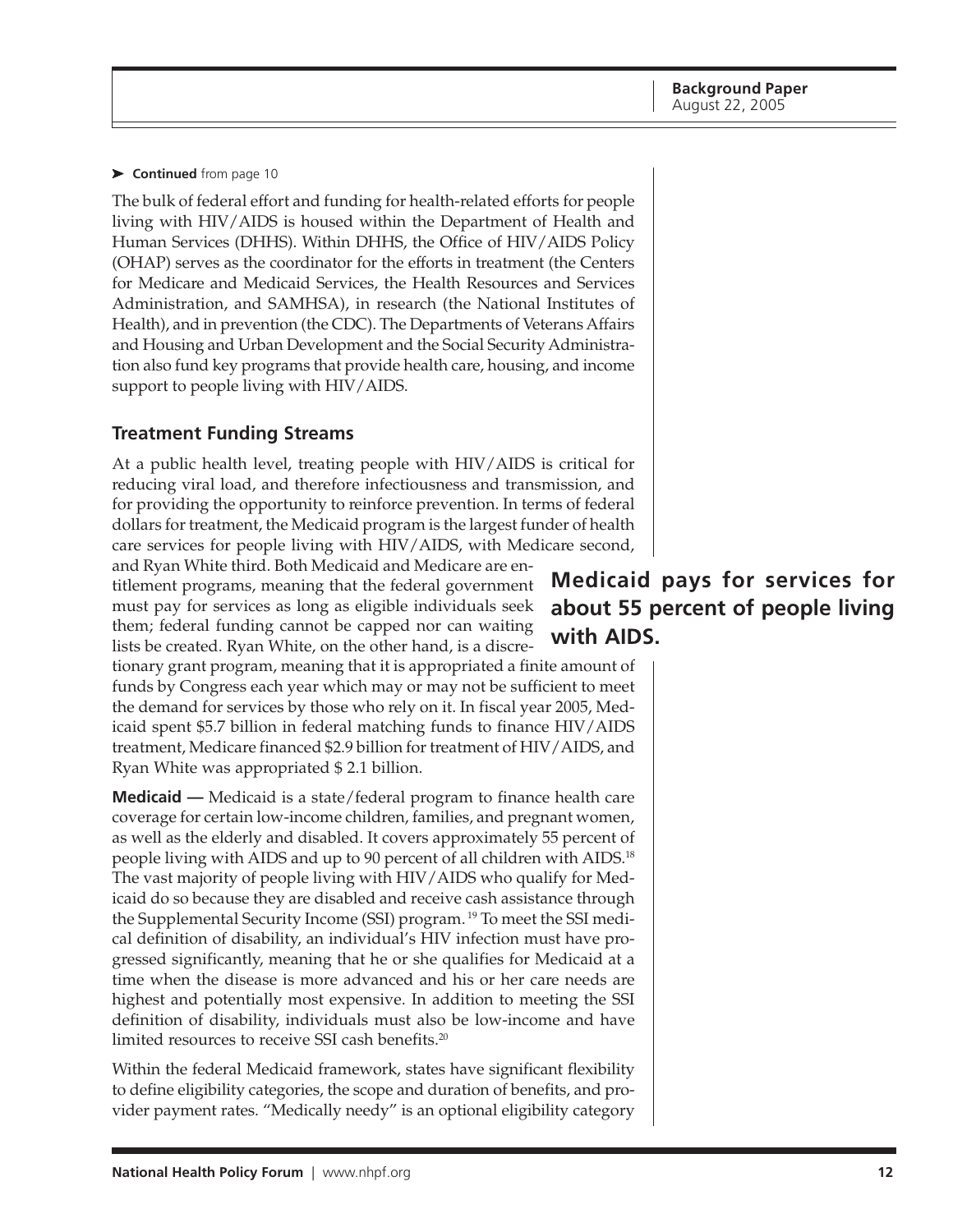➤ **Continued** from page 10

The bulk of federal effort and funding for health-related efforts for people living with HIV/AIDS is housed within the Department of Health and Human Services (DHHS). Within DHHS, the Office of HIV/AIDS Policy (OHAP) serves as the coordinator for the efforts in treatment (the Centers for Medicare and Medicaid Services, the Health Resources and Services Administration, and SAMHSA), in research (the National Institutes of Health), and in prevention (the CDC). The Departments of Veterans Affairs and Housing and Urban Development and the Social Security Administration also fund key programs that provide health care, housing, and income support to people living with HIV/AIDS.

## Treatment Funding Streams

At a public health level, treating people with HIV/AIDS is critical for reducing viral load, and therefore infectiousness and transmission, and for providing the opportunity to reinforce prevention. In terms of federal dollars for treatment, the Medicaid program is the largest funder of health care services for people living with HIV/AIDS, with Medicare second, and Ryan White third. Both Medicaid and Medicare are entitlement programs, meaning that the federal government must pay for services as long as eligible individuals seek them; federal funding cannot be capped nor can waiting lists be created. Ryan White, on the other hand, is a discretionary grant program, meaning that it is appropriated a finite amount of funds by Congress each year which may or may not be sufficient to meet the demand for services by those who rely on it. In fiscal year 2005, Medicaid spent $5.7 billion in federal matching funds to finance HIV/AIDS treatment, Medicare financed $2.9 billion for treatment of HIV/AIDS, and Ryan White was appropriated $ 2.1 billion.

**Medicaid pays for services for about 55 percent of people living with AIDS.**

**Medicaid —** Medicaid is a state/federal program to finance health care coverage for certain low-income children, families, and pregnant women, as well as the elderly and disabled. It covers approximately 55 percent of people living with AIDS and up to 90 percent of all children with AIDS.[18] The vast majority of people living with HIV/AIDS who qualify for Medicaid do so because they are disabled and receive cash assistance through the Supplemental Security Income (SSI) program.[19] To meet the SSI medical definition of disability, an individual's HIV infection must have progressed significantly, meaning that he or she qualifies for Medicaid at a time when the disease is more advanced and his or her care needs are highest and potentially most expensive. In addition to meeting the SSI definition of disability, individuals must also be low-income and have limited resources to receive SSI cash benefits.[20]

Within the federal Medicaid framework, states have significant flexibility to define eligibility categories, the scope and duration of benefits, and provider payment rates. "Medically needy" is an optional eligibility category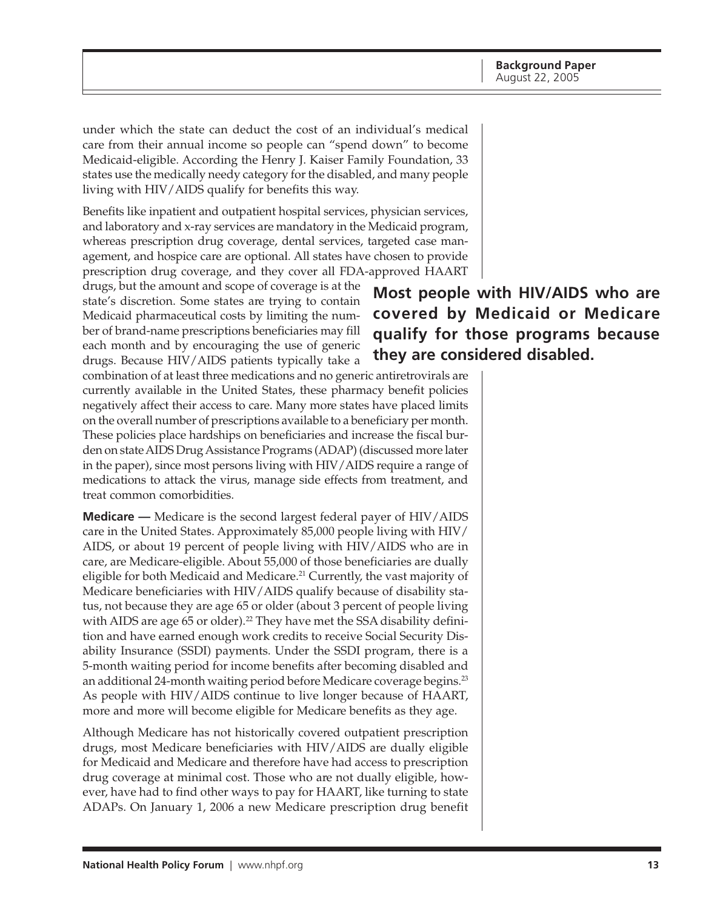under which the state can deduct the cost of an individual's medical care from their annual income so people can "spend down" to become Medicaid-eligible. According the Henry J. Kaiser Family Foundation, 33 states use the medically needy category for the disabled, and many people living with HIV/AIDS qualify for benefits this way.

Benefits like inpatient and outpatient hospital services, physician services, and laboratory and x-ray services are mandatory in the Medicaid program, whereas prescription drug coverage, dental services, targeted case management, and hospice care are optional. All states have chosen to provide prescription drug coverage, and they cover all FDA-approved HAART drugs, but the amount and scope of coverage is at the state's discretion. Some states are trying to contain Medicaid pharmaceutical costs by limiting the number of brand-name prescriptions beneficiaries may fill each month and by encouraging the use of generic drugs. Because HIV/AIDS patients typically take a combination of at least three medications and no generic antiretrovirals are currently available in the United States, these pharmacy benefit policies negatively affect their access to care. Many more states have placed limits on the overall number of prescriptions available to a beneficiary per month. These policies place hardships on beneficiaries and increase the fiscal burden on state AIDS Drug Assistance Programs (ADAP) (discussed more later in the paper), since most persons living with HIV/AIDS require a range of medications to attack the virus, manage side effects from treatment, and treat common comorbidities.

**Most people with HIV/AIDS who are covered by Medicaid or Medicare qualify for those programs because they are considered disabled.**

**Medicare —** Medicare is the second largest federal payer of HIV/AIDS care in the United States. Approximately 85,000 people living with HIV/AIDS, or about 19 percent of people living with HIV/AIDS who are in care, are Medicare-eligible. About 55,000 of those beneficiaries are dually eligible for both Medicaid and Medicare.[21] Currently, the vast majority of Medicare beneficiaries with HIV/AIDS qualify because of disability status, not because they are age 65 or older (about 3 percent of people living with AIDS are age 65 or older).[22] They have met the SSA disability definition and have earned enough work credits to receive Social Security Disability Insurance (SSDI) payments. Under the SSDI program, there is a 5-month waiting period for income benefits after becoming disabled and an additional 24-month waiting period before Medicare coverage begins.[23] As people with HIV/AIDS continue to live longer because of HAART, more and more will become eligible for Medicare benefits as they age.

Although Medicare has not historically covered outpatient prescription drugs, most Medicare beneficiaries with HIV/AIDS are dually eligible for Medicaid and Medicare and therefore have had access to prescription drug coverage at minimal cost. Those who are not dually eligible, however, have had to find other ways to pay for HAART, like turning to state ADAPs. On January 1, 2006 a new Medicare prescription drug benefit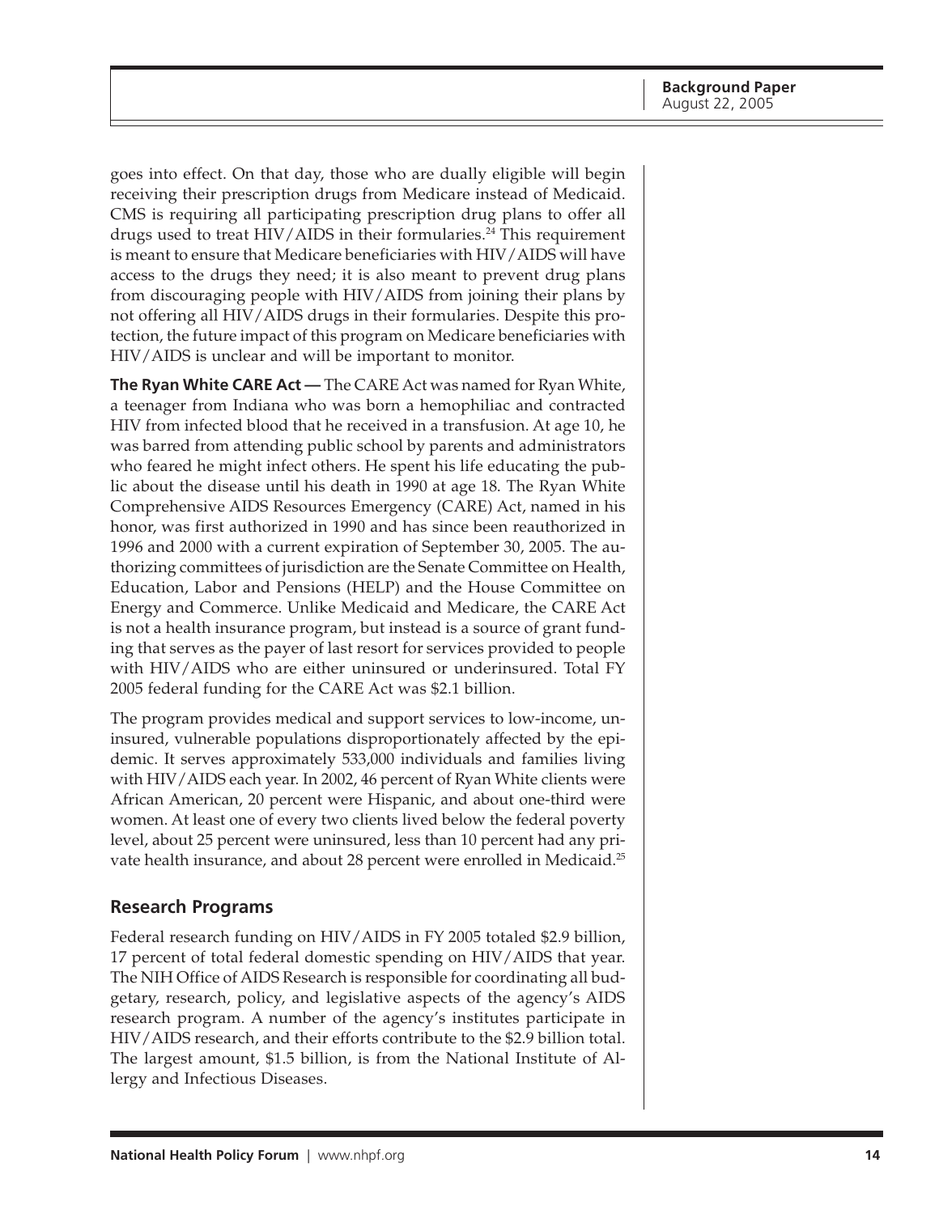goes into effect. On that day, those who are dually eligible will begin receiving their prescription drugs from Medicare instead of Medicaid. CMS is requiring all participating prescription drug plans to offer all drugs used to treat HIV/AIDS in their formularies.[24] This requirement is meant to ensure that Medicare beneficiaries with HIV/AIDS will have access to the drugs they need; it is also meant to prevent drug plans from discouraging people with HIV/AIDS from joining their plans by not offering all HIV/AIDS drugs in their formularies. Despite this protection, the future impact of this program on Medicare beneficiaries with HIV/AIDS is unclear and will be important to monitor.

**The Ryan White CARE Act —** The CARE Act was named for Ryan White, a teenager from Indiana who was born a hemophiliac and contracted HIV from infected blood that he received in a transfusion. At age 10, he was barred from attending public school by parents and administrators who feared he might infect others. He spent his life educating the public about the disease until his death in 1990 at age 18. The Ryan White Comprehensive AIDS Resources Emergency (CARE) Act, named in his honor, was first authorized in 1990 and has since been reauthorized in 1996 and 2000 with a current expiration of September 30, 2005. The authorizing committees of jurisdiction are the Senate Committee on Health, Education, Labor and Pensions (HELP) and the House Committee on Energy and Commerce. Unlike Medicaid and Medicare, the CARE Act is not a health insurance program, but instead is a source of grant funding that serves as the payer of last resort for services provided to people with HIV/AIDS who are either uninsured or underinsured. Total FY 2005 federal funding for the CARE Act was $2.1 billion.

The program provides medical and support services to low-income, uninsured, vulnerable populations disproportionately affected by the epidemic. It serves approximately 533,000 individuals and families living with HIV/AIDS each year. In 2002, 46 percent of Ryan White clients were African American, 20 percent were Hispanic, and about one-third were women. At least one of every two clients lived below the federal poverty level, about 25 percent were uninsured, less than 10 percent had any private health insurance, and about 28 percent were enrolled in Medicaid.[25]

## Research Programs

Federal research funding on HIV/AIDS in FY 2005 totaled $2.9 billion, 17 percent of total federal domestic spending on HIV/AIDS that year. The NIH Office of AIDS Research is responsible for coordinating all budgetary, research, policy, and legislative aspects of the agency's AIDS research program. A number of the agency's institutes participate in HIV/AIDS research, and their efforts contribute to the $2.9 billion total. The largest amount, $1.5 billion, is from the National Institute of Allergy and Infectious Diseases.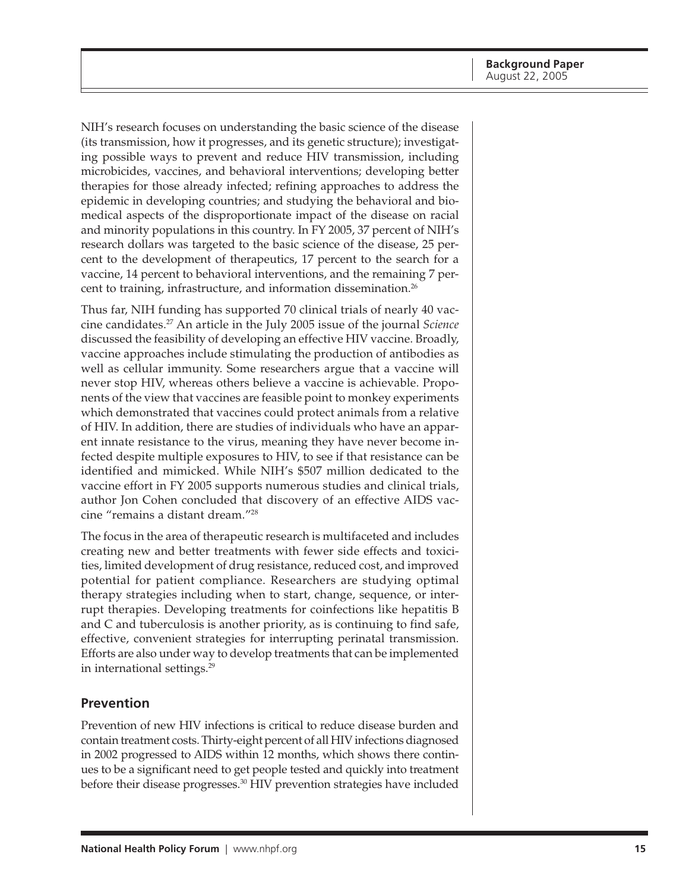NIH's research focuses on understanding the basic science of the disease (its transmission, how it progresses, and its genetic structure); investigating possible ways to prevent and reduce HIV transmission, including microbicides, vaccines, and behavioral interventions; developing better therapies for those already infected; refining approaches to address the epidemic in developing countries; and studying the behavioral and biomedical aspects of the disproportionate impact of the disease on racial and minority populations in this country. In FY 2005, 37 percent of NIH's research dollars was targeted to the basic science of the disease, 25 percent to the development of therapeutics, 17 percent to the search for a vaccine, 14 percent to behavioral interventions, and the remaining 7 percent to training, infrastructure, and information dissemination.[26]

Thus far, NIH funding has supported 70 clinical trials of nearly 40 vaccine candidates.[27] An article in the July 2005 issue of the journal *Science* discussed the feasibility of developing an effective HIV vaccine. Broadly, vaccine approaches include stimulating the production of antibodies as well as cellular immunity. Some researchers argue that a vaccine will never stop HIV, whereas others believe a vaccine is achievable. Proponents of the view that vaccines are feasible point to monkey experiments which demonstrated that vaccines could protect animals from a relative of HIV. In addition, there are studies of individuals who have an apparent innate resistance to the virus, meaning they have never become infected despite multiple exposures to HIV, to see if that resistance can be identified and mimicked. While NIH's $507 million dedicated to the vaccine effort in FY 2005 supports numerous studies and clinical trials, author Jon Cohen concluded that discovery of an effective AIDS vaccine "remains a distant dream."[28]

The focus in the area of therapeutic research is multifaceted and includes creating new and better treatments with fewer side effects and toxicities, limited development of drug resistance, reduced cost, and improved potential for patient compliance. Researchers are studying optimal therapy strategies including when to start, change, sequence, or interrupt therapies. Developing treatments for coinfections like hepatitis B and C and tuberculosis is another priority, as is continuing to find safe, effective, convenient strategies for interrupting perinatal transmission. Efforts are also under way to develop treatments that can be implemented in international settings.[29]

## Prevention

Prevention of new HIV infections is critical to reduce disease burden and contain treatment costs. Thirty-eight percent of all HIV infections diagnosed in 2002 progressed to AIDS within 12 months, which shows there continues to be a significant need to get people tested and quickly into treatment before their disease progresses.[30] HIV prevention strategies have included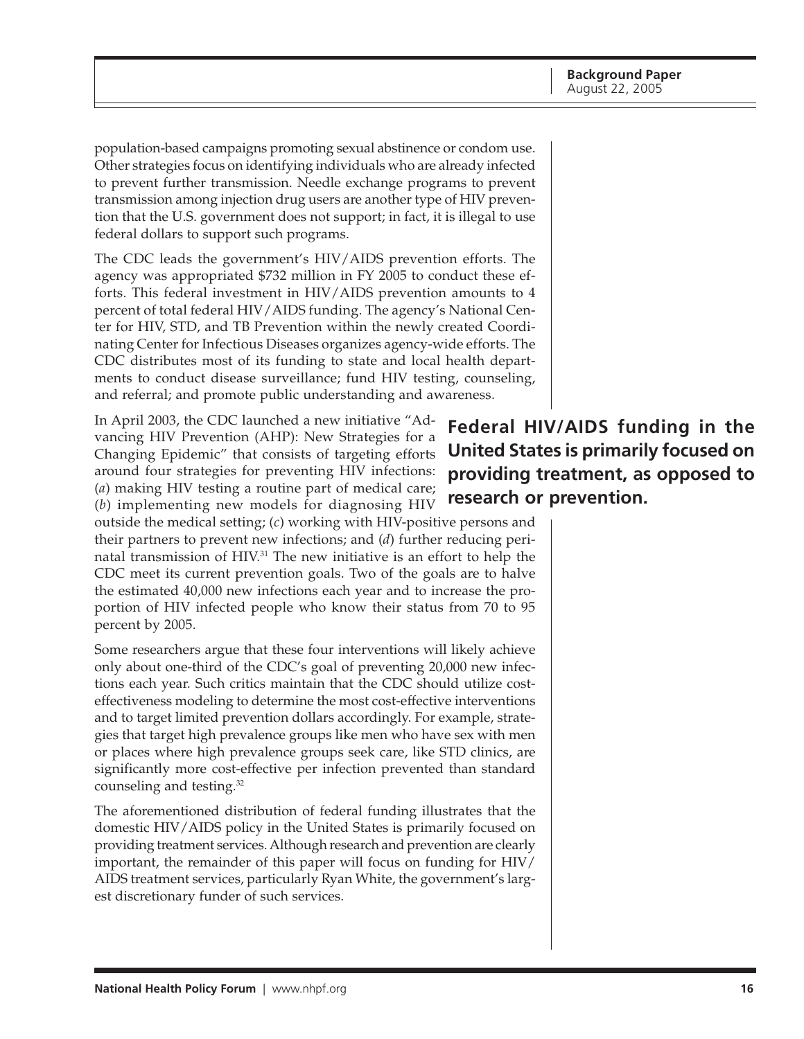population-based campaigns promoting sexual abstinence or condom use. Other strategies focus on identifying individuals who are already infected to prevent further transmission. Needle exchange programs to prevent transmission among injection drug users are another type of HIV prevention that the U.S. government does not support; in fact, it is illegal to use federal dollars to support such programs.

The CDC leads the government's HIV/AIDS prevention efforts. The agency was appropriated $732 million in FY 2005 to conduct these efforts. This federal investment in HIV/AIDS prevention amounts to 4 percent of total federal HIV/AIDS funding. The agency's National Center for HIV, STD, and TB Prevention within the newly created Coordinating Center for Infectious Diseases organizes agency-wide efforts. The CDC distributes most of its funding to state and local health departments to conduct disease surveillance; fund HIV testing, counseling, and referral; and promote public understanding and awareness.

**Federal HIV/AIDS funding in the United States is primarily focused on providing treatment, as opposed to research or prevention.**

In April 2003, the CDC launched a new initiative "Advancing HIV Prevention (AHP): New Strategies for a Changing Epidemic" that consists of targeting efforts around four strategies for preventing HIV infections: (*a*) making HIV testing a routine part of medical care; (*b*) implementing new models for diagnosing HIV outside the medical setting; (*c*) working with HIV-positive persons and their partners to prevent new infections; and (*d*) further reducing perinatal transmission of HIV.[31] The new initiative is an effort to help the CDC meet its current prevention goals. Two of the goals are to halve the estimated 40,000 new infections each year and to increase the proportion of HIV infected people who know their status from 70 to 95 percent by 2005.

Some researchers argue that these four interventions will likely achieve only about one-third of the CDC's goal of preventing 20,000 new infections each year. Such critics maintain that the CDC should utilize cost-effectiveness modeling to determine the most cost-effective interventions and to target limited prevention dollars accordingly. For example, strategies that target high prevalence groups like men who have sex with men or places where high prevalence groups seek care, like STD clinics, are significantly more cost-effective per infection prevented than standard counseling and testing.[32]

The aforementioned distribution of federal funding illustrates that the domestic HIV/AIDS policy in the United States is primarily focused on providing treatment services. Although research and prevention are clearly important, the remainder of this paper will focus on funding for HIV/AIDS treatment services, particularly Ryan White, the government's largest discretionary funder of such services.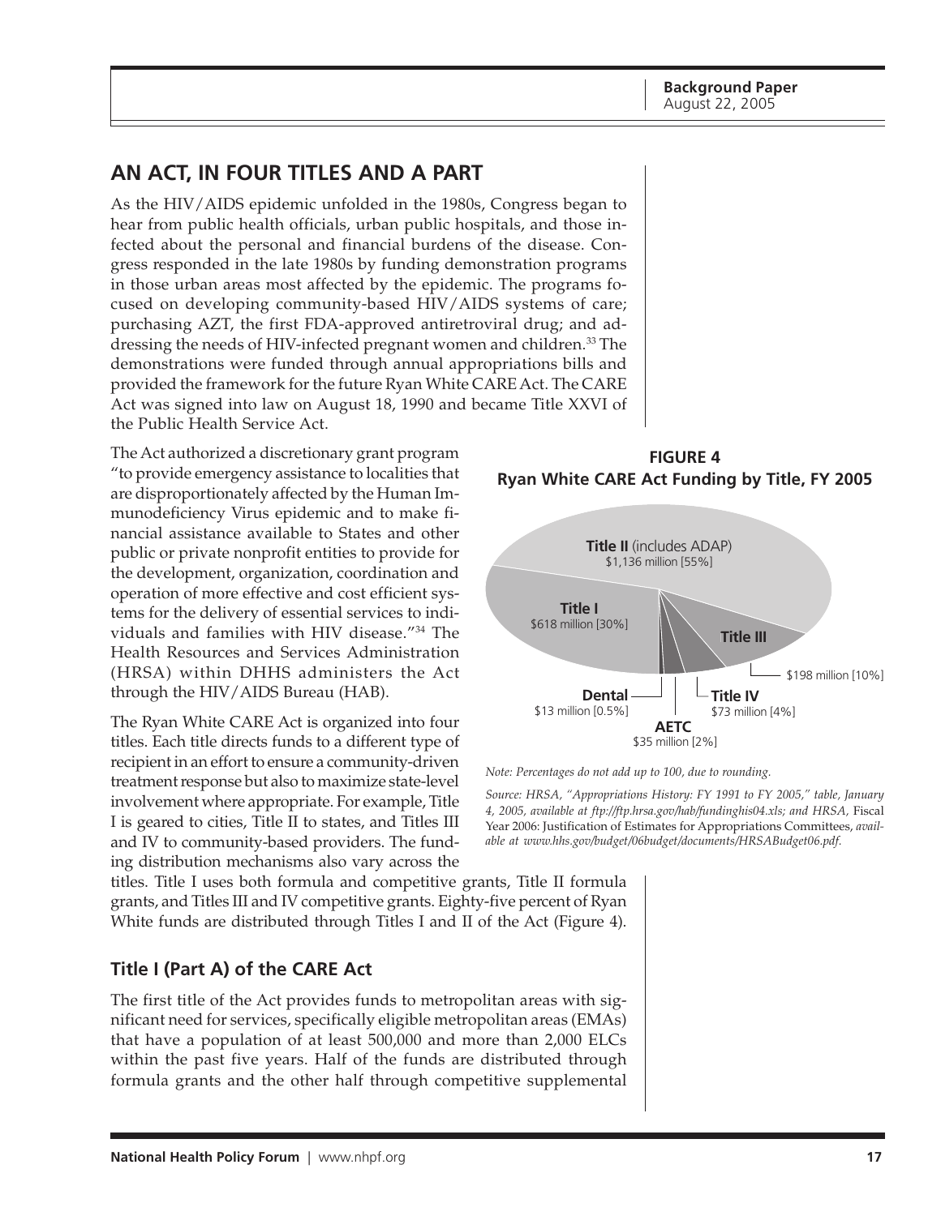## AN ACT, IN FOUR TITLES AND A PART

As the HIV/AIDS epidemic unfolded in the 1980s, Congress began to hear from public health officials, urban public hospitals, and those infected about the personal and financial burdens of the disease. Congress responded in the late 1980s by funding demonstration programs in those urban areas most affected by the epidemic. The programs focused on developing community-based HIV/AIDS systems of care; purchasing AZT, the first FDA-approved antiretroviral drug; and addressing the needs of HIV-infected pregnant women and children.[33] The demonstrations were funded through annual appropriations bills and provided the framework for the future Ryan White CARE Act. The CARE Act was signed into law on August 18, 1990 and became Title XXVI of the Public Health Service Act.

The Act authorized a discretionary grant program "to provide emergency assistance to localities that are disproportionately affected by the Human Immunodeficiency Virus epidemic and to make financial assistance available to States and other public or private nonprofit entities to provide for the development, organization, coordination and operation of more effective and cost efficient systems for the delivery of essential services to individuals and families with HIV disease."[34] The Health Resources and Services Administration (HRSA) within DHHS administers the Act through the HIV/AIDS Bureau (HAB).

The Ryan White CARE Act is organized into four titles. Each title directs funds to a different type of recipient in an effort to ensure a community-driven treatment response but also to maximize state-level involvement where appropriate. For example, Title I is geared to cities, Title II to states, and Titles III and IV to community-based providers. The funding distribution mechanisms also vary across the titles. Title I uses both formula and competitive grants, Title II formula grants, and Titles III and IV competitive grants. Eighty-five percent of Ryan White funds are distributed through Titles I and II of the Act (Figure 4).

**FIGURE 4**
**Ryan White CARE Act Funding by Title, FY 2005**

| Title | Funding | Share |
|---|---|---|
| **Title II** (includes ADAP) | $1,136 million | [55%] |
| **Title I** | $618 million | [30%] |
| **Title III** | $198 million | [10%] |
| **Title IV** | $73 million | [4%] |
| **AETC** | $35 million | [2%] |
| **Dental** | $13 million | [0.5%] |

*Note: Percentages do not add up to 100, due to rounding.*

*Source: HRSA, "Appropriations History: FY 1991 to FY 2005," table, January 4, 2005, available at ftp://ftp.hrsa.gov/hab/fundinghis04.xls; and HRSA,* Fiscal Year 2006: Justification of Estimates for Appropriations Committees, *available at www.hhs.gov/budget/06budget/documents/HRSABudget06.pdf.*

### Title I (Part A) of the CARE Act

The first title of the Act provides funds to metropolitan areas with significant need for services, specifically eligible metropolitan areas (EMAs) that have a population of at least 500,000 and more than 2,000 ELCs within the past five years. Half of the funds are distributed through formula grants and the other half through competitive supplemental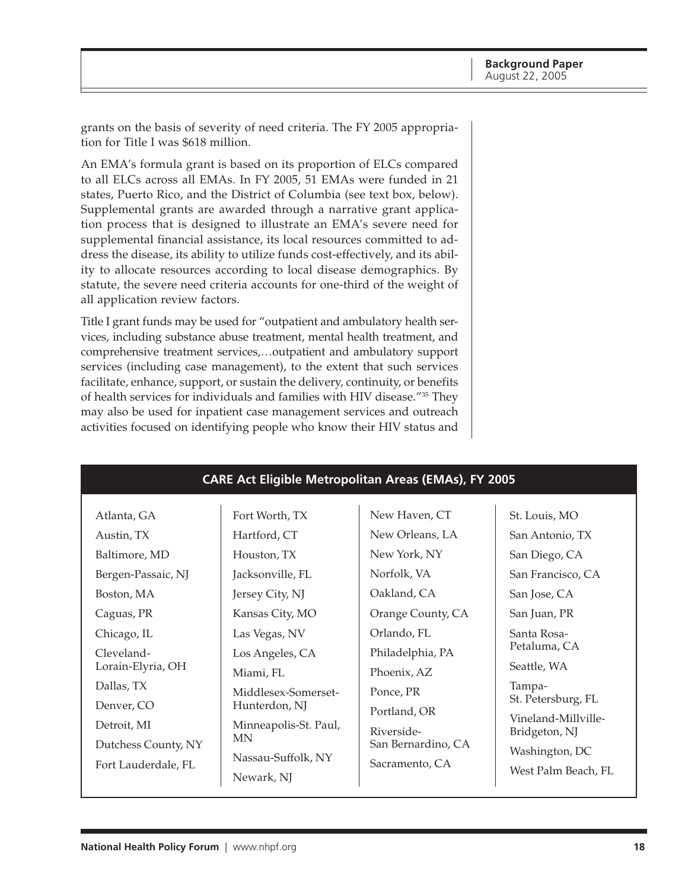grants on the basis of severity of need criteria. The FY 2005 appropriation for Title I was $618 million.

An EMA's formula grant is based on its proportion of ELCs compared to all ELCs across all EMAs. In FY 2005, 51 EMAs were funded in 21 states, Puerto Rico, and the District of Columbia (see text box, below). Supplemental grants are awarded through a narrative grant application process that is designed to illustrate an EMA's severe need for supplemental financial assistance, its local resources committed to address the disease, its ability to utilize funds cost-effectively, and its ability to allocate resources according to local disease demographics. By statute, the severe need criteria accounts for one-third of the weight of all application review factors.

Title I grant funds may be used for "outpatient and ambulatory health services, including substance abuse treatment, mental health treatment, and comprehensive treatment services,…outpatient and ambulatory support services (including case management), to the extent that such services facilitate, enhance, support, or sustain the delivery, continuity, or benefits of health services for individuals and families with HIV disease."[35] They may also be used for inpatient case management services and outreach activities focused on identifying people who know their HIV status and

## CARE Act Eligible Metropolitan Areas (EMAs), FY 2005

- Atlanta, GA
- Austin, TX
- Baltimore, MD
- Bergen-Passaic, NJ
- Boston, MA
- Caguas, PR
- Chicago, IL
- Cleveland-Lorain-Elyria, OH
- Dallas, TX
- Denver, CO
- Detroit, MI
- Dutchess County, NY
- Fort Lauderdale, FL
- Fort Worth, TX
- Hartford, CT
- Houston, TX
- Jacksonville, FL
- Jersey City, NJ
- Kansas City, MO
- Las Vegas, NV
- Los Angeles, CA
- Miami, FL
- Middlesex-Somerset-Hunterdon, NJ
- Minneapolis-St. Paul, MN
- Nassau-Suffolk, NY
- Newark, NJ
- New Haven, CT
- New Orleans, LA
- New York, NY
- Norfolk, VA
- Oakland, CA
- Orange County, CA
- Orlando, FL
- Philadelphia, PA
- Phoenix, AZ
- Ponce, PR
- Portland, OR
- Riverside-San Bernardino, CA
- Sacramento, CA
- St. Louis, MO
- San Antonio, TX
- San Diego, CA
- San Francisco, CA
- San Jose, CA
- San Juan, PR
- Santa Rosa-Petaluma, CA
- Seattle, WA
- Tampa-St. Petersburg, FL
- Vineland-Millville-Bridgeton, NJ
- Washington, DC
- West Palm Beach, FL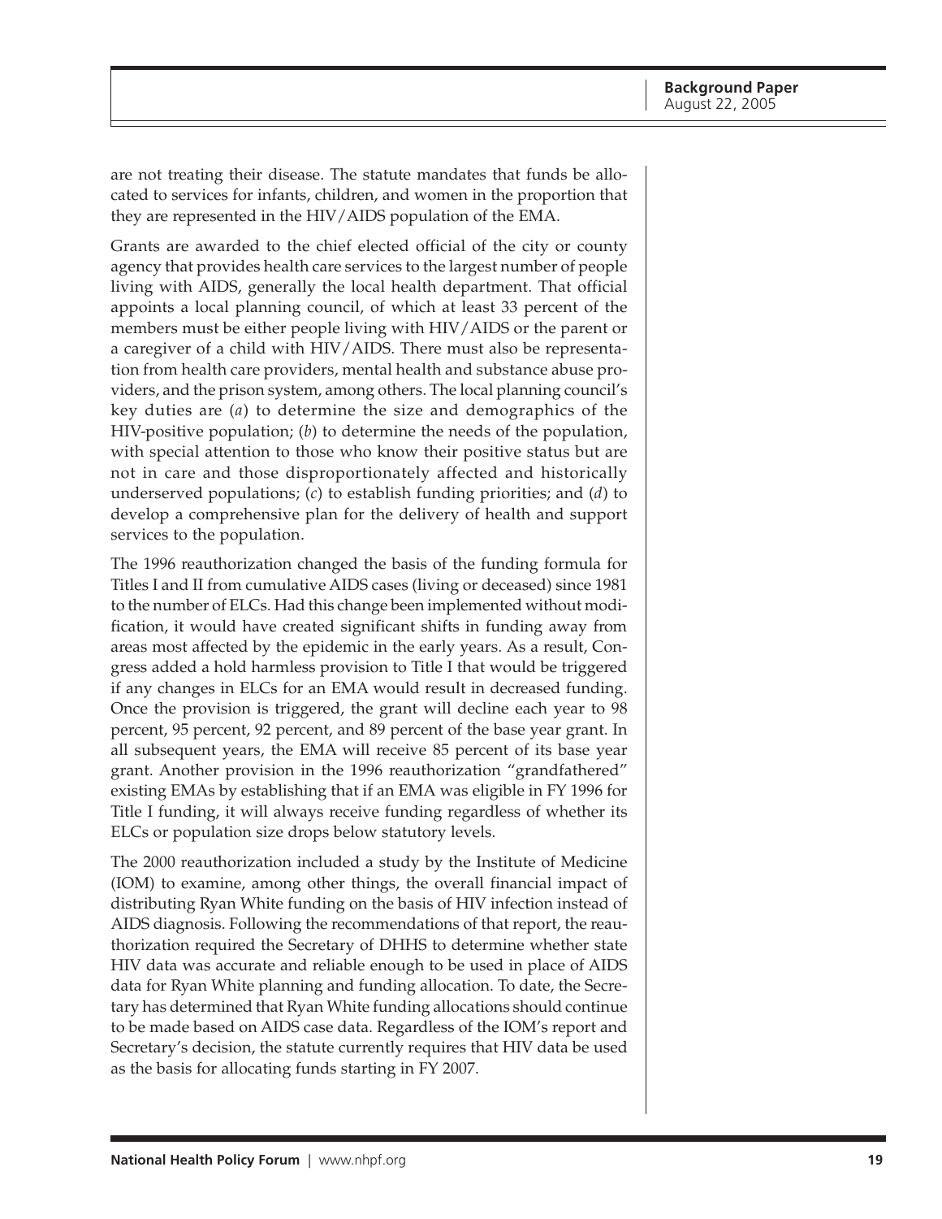are not treating their disease. The statute mandates that funds be allocated to services for infants, children, and women in the proportion that they are represented in the HIV/AIDS population of the EMA.

Grants are awarded to the chief elected official of the city or county agency that provides health care services to the largest number of people living with AIDS, generally the local health department. That official appoints a local planning council, of which at least 33 percent of the members must be either people living with HIV/AIDS or the parent or a caregiver of a child with HIV/AIDS. There must also be representation from health care providers, mental health and substance abuse providers, and the prison system, among others. The local planning council's key duties are (*a*) to determine the size and demographics of the HIV-positive population; (*b*) to determine the needs of the population, with special attention to those who know their positive status but are not in care and those disproportionately affected and historically underserved populations; (*c*) to establish funding priorities; and (*d*) to develop a comprehensive plan for the delivery of health and support services to the population.

The 1996 reauthorization changed the basis of the funding formula for Titles I and II from cumulative AIDS cases (living or deceased) since 1981 to the number of ELCs. Had this change been implemented without modification, it would have created significant shifts in funding away from areas most affected by the epidemic in the early years. As a result, Congress added a hold harmless provision to Title I that would be triggered if any changes in ELCs for an EMA would result in decreased funding. Once the provision is triggered, the grant will decline each year to 98 percent, 95 percent, 92 percent, and 89 percent of the base year grant. In all subsequent years, the EMA will receive 85 percent of its base year grant. Another provision in the 1996 reauthorization "grandfathered" existing EMAs by establishing that if an EMA was eligible in FY 1996 for Title I funding, it will always receive funding regardless of whether its ELCs or population size drops below statutory levels.

The 2000 reauthorization included a study by the Institute of Medicine (IOM) to examine, among other things, the overall financial impact of distributing Ryan White funding on the basis of HIV infection instead of AIDS diagnosis. Following the recommendations of that report, the reauthorization required the Secretary of DHHS to determine whether state HIV data was accurate and reliable enough to be used in place of AIDS data for Ryan White planning and funding allocation. To date, the Secretary has determined that Ryan White funding allocations should continue to be made based on AIDS case data. Regardless of the IOM's report and Secretary's decision, the statute currently requires that HIV data be used as the basis for allocating funds starting in FY 2007.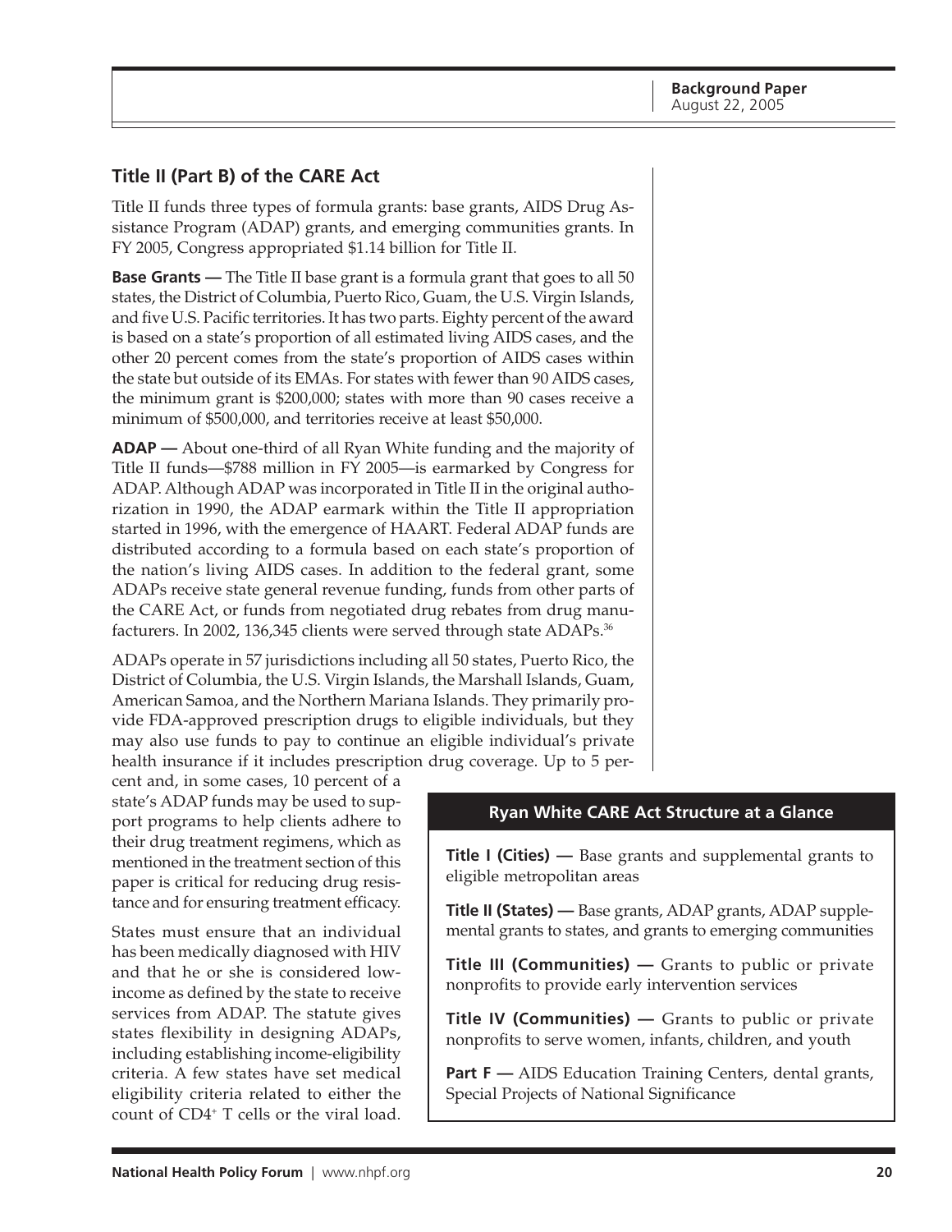## Title II (Part B) of the CARE Act

Title II funds three types of formula grants: base grants, AIDS Drug Assistance Program (ADAP) grants, and emerging communities grants. In FY 2005, Congress appropriated $1.14 billion for Title II.

**Base Grants —** The Title II base grant is a formula grant that goes to all 50 states, the District of Columbia, Puerto Rico, Guam, the U.S. Virgin Islands, and five U.S. Pacific territories. It has two parts. Eighty percent of the award is based on a state's proportion of all estimated living AIDS cases, and the other 20 percent comes from the state's proportion of AIDS cases within the state but outside of its EMAs. For states with fewer than 90 AIDS cases, the minimum grant is $200,000; states with more than 90 cases receive a minimum of $500,000, and territories receive at least $50,000.

**ADAP —** About one-third of all Ryan White funding and the majority of Title II funds—$788 million in FY 2005—is earmarked by Congress for ADAP. Although ADAP was incorporated in Title II in the original authorization in 1990, the ADAP earmark within the Title II appropriation started in 1996, with the emergence of HAART. Federal ADAP funds are distributed according to a formula based on each state's proportion of the nation's living AIDS cases. In addition to the federal grant, some ADAPs receive state general revenue funding, funds from other parts of the CARE Act, or funds from negotiated drug rebates from drug manufacturers. In 2002, 136,345 clients were served through state ADAPs.[36]

ADAPs operate in 57 jurisdictions including all 50 states, Puerto Rico, the District of Columbia, the U.S. Virgin Islands, the Marshall Islands, Guam, American Samoa, and the Northern Mariana Islands. They primarily provide FDA-approved prescription drugs to eligible individuals, but they may also use funds to pay to continue an eligible individual's private health insurance if it includes prescription drug coverage. Up to 5 percent and, in some cases, 10 percent of a state's ADAP funds may be used to support programs to help clients adhere to their drug treatment regimens, which as mentioned in the treatment section of this paper is critical for reducing drug resistance and for ensuring treatment efficacy.

States must ensure that an individual has been medically diagnosed with HIV and that he or she is considered low-income as defined by the state to receive services from ADAP. The statute gives states flexibility in designing ADAPs, including establishing income-eligibility criteria. A few states have set medical eligibility criteria related to either the count of $CD4^{+}$ T cells or the viral load.

### Ryan White CARE Act Structure at a Glance

**Title I (Cities) —** Base grants and supplemental grants to eligible metropolitan areas

**Title II (States) —** Base grants, ADAP grants, ADAP supplemental grants to states, and grants to emerging communities

**Title III (Communities) —** Grants to public or private nonprofits to provide early intervention services

**Title IV (Communities) —** Grants to public or private nonprofits to serve women, infants, children, and youth

**Part F —** AIDS Education Training Centers, dental grants, Special Projects of National Significance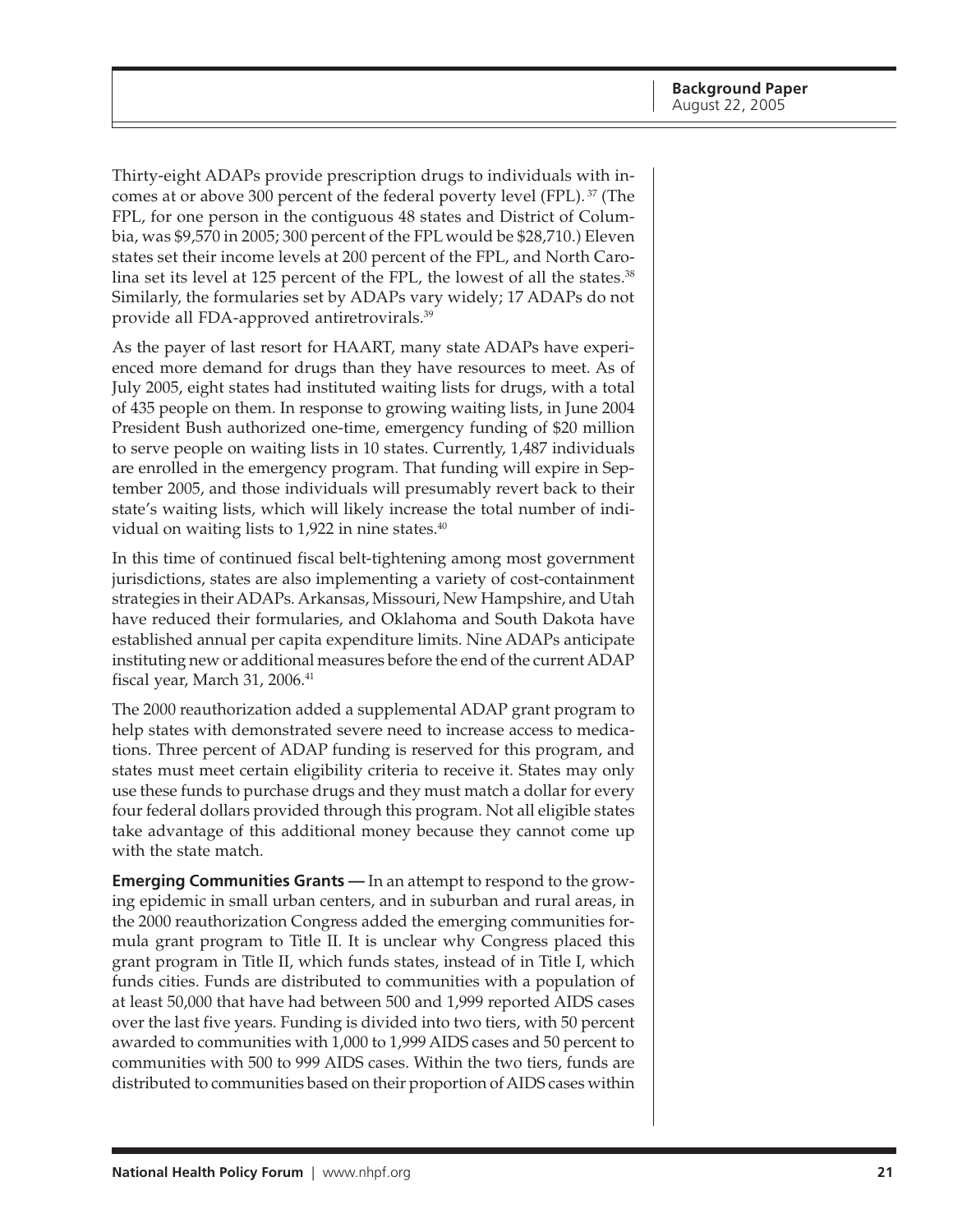Thirty-eight ADAPs provide prescription drugs to individuals with incomes at or above 300 percent of the federal poverty level (FPL).[37] (The FPL, for one person in the contiguous 48 states and District of Columbia, was $9,570 in 2005; 300 percent of the FPL would be $28,710.) Eleven states set their income levels at 200 percent of the FPL, and North Carolina set its level at 125 percent of the FPL, the lowest of all the states.[38] Similarly, the formularies set by ADAPs vary widely; 17 ADAPs do not provide all FDA-approved antiretrovirals.[39]

As the payer of last resort for HAART, many state ADAPs have experienced more demand for drugs than they have resources to meet. As of July 2005, eight states had instituted waiting lists for drugs, with a total of 435 people on them. In response to growing waiting lists, in June 2004 President Bush authorized one-time, emergency funding of $20 million to serve people on waiting lists in 10 states. Currently, 1,487 individuals are enrolled in the emergency program. That funding will expire in September 2005, and those individuals will presumably revert back to their state's waiting lists, which will likely increase the total number of individual on waiting lists to 1,922 in nine states.[40]

In this time of continued fiscal belt-tightening among most government jurisdictions, states are also implementing a variety of cost-containment strategies in their ADAPs. Arkansas, Missouri, New Hampshire, and Utah have reduced their formularies, and Oklahoma and South Dakota have established annual per capita expenditure limits. Nine ADAPs anticipate instituting new or additional measures before the end of the current ADAP fiscal year, March 31, 2006.[41]

The 2000 reauthorization added a supplemental ADAP grant program to help states with demonstrated severe need to increase access to medications. Three percent of ADAP funding is reserved for this program, and states must meet certain eligibility criteria to receive it. States may only use these funds to purchase drugs and they must match a dollar for every four federal dollars provided through this program. Not all eligible states take advantage of this additional money because they cannot come up with the state match.

**Emerging Communities Grants —** In an attempt to respond to the growing epidemic in small urban centers, and in suburban and rural areas, in the 2000 reauthorization Congress added the emerging communities formula grant program to Title II. It is unclear why Congress placed this grant program in Title II, which funds states, instead of in Title I, which funds cities. Funds are distributed to communities with a population of at least 50,000 that have had between 500 and 1,999 reported AIDS cases over the last five years. Funding is divided into two tiers, with 50 percent awarded to communities with 1,000 to 1,999 AIDS cases and 50 percent to communities with 500 to 999 AIDS cases. Within the two tiers, funds are distributed to communities based on their proportion of AIDS cases within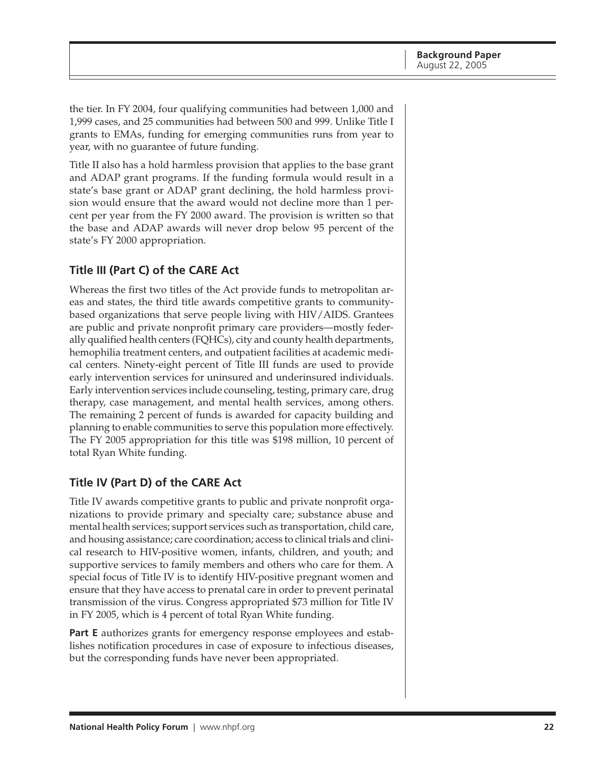the tier. In FY 2004, four qualifying communities had between 1,000 and 1,999 cases, and 25 communities had between 500 and 999. Unlike Title I grants to EMAs, funding for emerging communities runs from year to year, with no guarantee of future funding.

Title II also has a hold harmless provision that applies to the base grant and ADAP grant programs. If the funding formula would result in a state's base grant or ADAP grant declining, the hold harmless provision would ensure that the award would not decline more than 1 percent per year from the FY 2000 award. The provision is written so that the base and ADAP awards will never drop below 95 percent of the state's FY 2000 appropriation.

## Title III (Part C) of the CARE Act

Whereas the first two titles of the Act provide funds to metropolitan areas and states, the third title awards competitive grants to community-based organizations that serve people living with HIV/AIDS. Grantees are public and private nonprofit primary care providers—mostly federally qualified health centers (FQHCs), city and county health departments, hemophilia treatment centers, and outpatient facilities at academic medical centers. Ninety-eight percent of Title III funds are used to provide early intervention services for uninsured and underinsured individuals. Early intervention services include counseling, testing, primary care, drug therapy, case management, and mental health services, among others. The remaining 2 percent of funds is awarded for capacity building and planning to enable communities to serve this population more effectively. The FY 2005 appropriation for this title was $198 million, 10 percent of total Ryan White funding.

## Title IV (Part D) of the CARE Act

Title IV awards competitive grants to public and private nonprofit organizations to provide primary and specialty care; substance abuse and mental health services; support services such as transportation, child care, and housing assistance; care coordination; access to clinical trials and clinical research to HIV-positive women, infants, children, and youth; and supportive services to family members and others who care for them. A special focus of Title IV is to identify HIV-positive pregnant women and ensure that they have access to prenatal care in order to prevent perinatal transmission of the virus. Congress appropriated $73 million for Title IV in FY 2005, which is 4 percent of total Ryan White funding.

**Part E** authorizes grants for emergency response employees and establishes notification procedures in case of exposure to infectious diseases, but the corresponding funds have never been appropriated.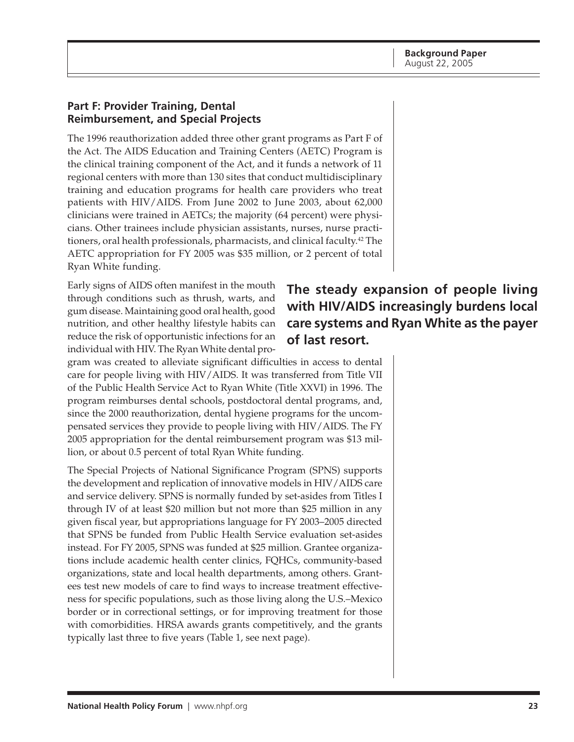### Part F: Provider Training, Dental Reimbursement, and Special Projects

The 1996 reauthorization added three other grant programs as Part F of the Act. The AIDS Education and Training Centers (AETC) Program is the clinical training component of the Act, and it funds a network of 11 regional centers with more than 130 sites that conduct multidisciplinary training and education programs for health care providers who treat patients with HIV/AIDS. From June 2002 to June 2003, about 62,000 clinicians were trained in AETCs; the majority (64 percent) were physicians. Other trainees include physician assistants, nurses, nurse practitioners, oral health professionals, pharmacists, and clinical faculty.[42] The AETC appropriation for FY 2005 was $35 million, or 2 percent of total Ryan White funding.

**The steady expansion of people living with HIV/AIDS increasingly burdens local care systems and Ryan White as the payer of last resort.**

Early signs of AIDS often manifest in the mouth through conditions such as thrush, warts, and gum disease. Maintaining good oral health, good nutrition, and other healthy lifestyle habits can reduce the risk of opportunistic infections for an individual with HIV. The Ryan White dental program was created to alleviate significant difficulties in access to dental care for people living with HIV/AIDS. It was transferred from Title VII of the Public Health Service Act to Ryan White (Title XXVI) in 1996. The program reimburses dental schools, postdoctoral dental programs, and, since the 2000 reauthorization, dental hygiene programs for the uncompensated services they provide to people living with HIV/AIDS. The FY 2005 appropriation for the dental reimbursement program was $13 million, or about 0.5 percent of total Ryan White funding.

The Special Projects of National Significance Program (SPNS) supports the development and replication of innovative models in HIV/AIDS care and service delivery. SPNS is normally funded by set-asides from Titles I through IV of at least $20 million but not more than $25 million in any given fiscal year, but appropriations language for FY 2003–2005 directed that SPNS be funded from Public Health Service evaluation set-asides instead. For FY 2005, SPNS was funded at $25 million. Grantee organizations include academic health center clinics, FQHCs, community-based organizations, state and local health departments, among others. Grantees test new models of care to find ways to increase treatment effectiveness for specific populations, such as those living along the U.S.–Mexico border or in correctional settings, or for improving treatment for those with comorbidities. HRSA awards grants competitively, and the grants typically last three to five years (Table 1, see next page).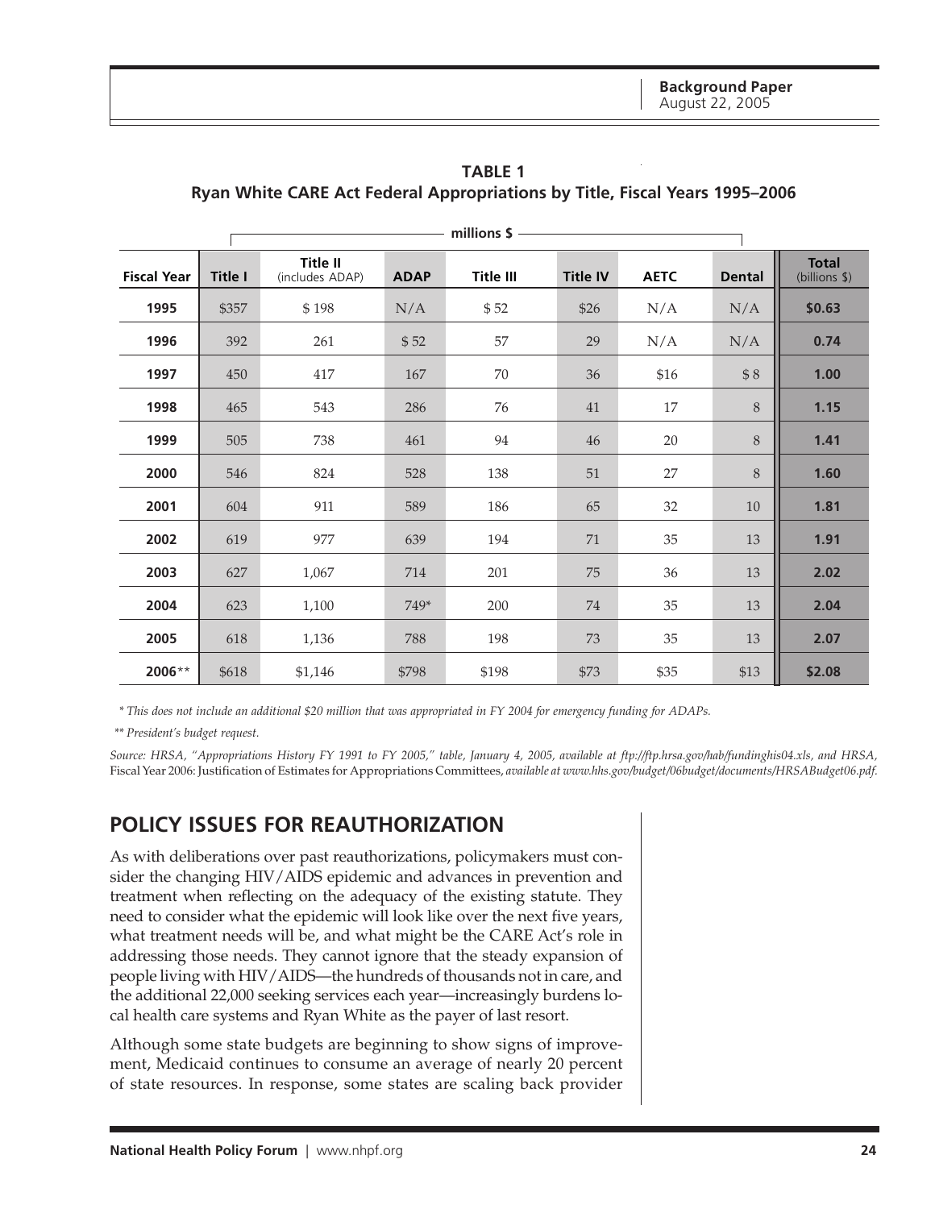**TABLE 1**
**Ryan White CARE Act Federal Appropriations by Title, Fiscal Years 1995–2006**

| | millions $ | | | | | | | |
|---|---|---|---|---|---|---|---|---|
| **Fiscal Year** | **Title I** | **Title II** (includes ADAP) | **ADAP** | **Title III** | **Title IV** | **AETC** | **Dental** | **Total** (billions $) |
| **1995** | $357 | $ 198 | N/A | $ 52 | $26 | N/A | N/A | **$0.63** |
| **1996** | 392 | 261 | $ 52 | 57 | 29 | N/A | N/A | **0.74** |
| **1997** | 450 | 417 | 167 | 70 | 36 | $16 | $ 8 | **1.00** |
| **1998** | 465 | 543 | 286 | 76 | 41 | 17 | 8 | **1.15** |
| **1999** | 505 | 738 | 461 | 94 | 46 | 20 | 8 | **1.41** |
| **2000** | 546 | 824 | 528 | 138 | 51 | 27 | 8 | **1.60** |
| **2001** | 604 | 911 | 589 | 186 | 65 | 32 | 10 | **1.81** |
| **2002** | 619 | 977 | 639 | 194 | 71 | 35 | 13 | **1.91** |
| **2003** | 627 | 1,067 | 714 | 201 | 75 | 36 | 13 | **2.02** |
| **2004** | 623 | 1,100 | 749* | 200 | 74 | 35 | 13 | **2.04** |
| **2005** | 618 | 1,136 | 788 | 198 | 73 | 35 | 13 | **2.07** |
| **2006**** | $618 | $1,146 | $798 | $198 | $73 | $35 | $13 | **$2.08** |

*\* This does not include an additional $20 million that was appropriated in FY 2004 for emergency funding for ADAPs.*

*\*\* President's budget request.*

*Source: HRSA, "Appropriations History FY 1991 to FY 2005," table, January 4, 2005, available at ftp://ftp.hrsa.gov/hab/fundinghis04.xls, and HRSA,* Fiscal Year 2006: Justification of Estimates for Appropriations Committees, *available at www.hhs.gov/budget/06budget/documents/HRSABudget06.pdf.*

## POLICY ISSUES FOR REAUTHORIZATION

As with deliberations over past reauthorizations, policymakers must consider the changing HIV/AIDS epidemic and advances in prevention and treatment when reflecting on the adequacy of the existing statute. They need to consider what the epidemic will look like over the next five years, what treatment needs will be, and what might be the CARE Act's role in addressing those needs. They cannot ignore that the steady expansion of people living with HIV/AIDS—the hundreds of thousands not in care, and the additional 22,000 seeking services each year—increasingly burdens local health care systems and Ryan White as the payer of last resort.

Although some state budgets are beginning to show signs of improvement, Medicaid continues to consume an average of nearly 20 percent of state resources. In response, some states are scaling back provider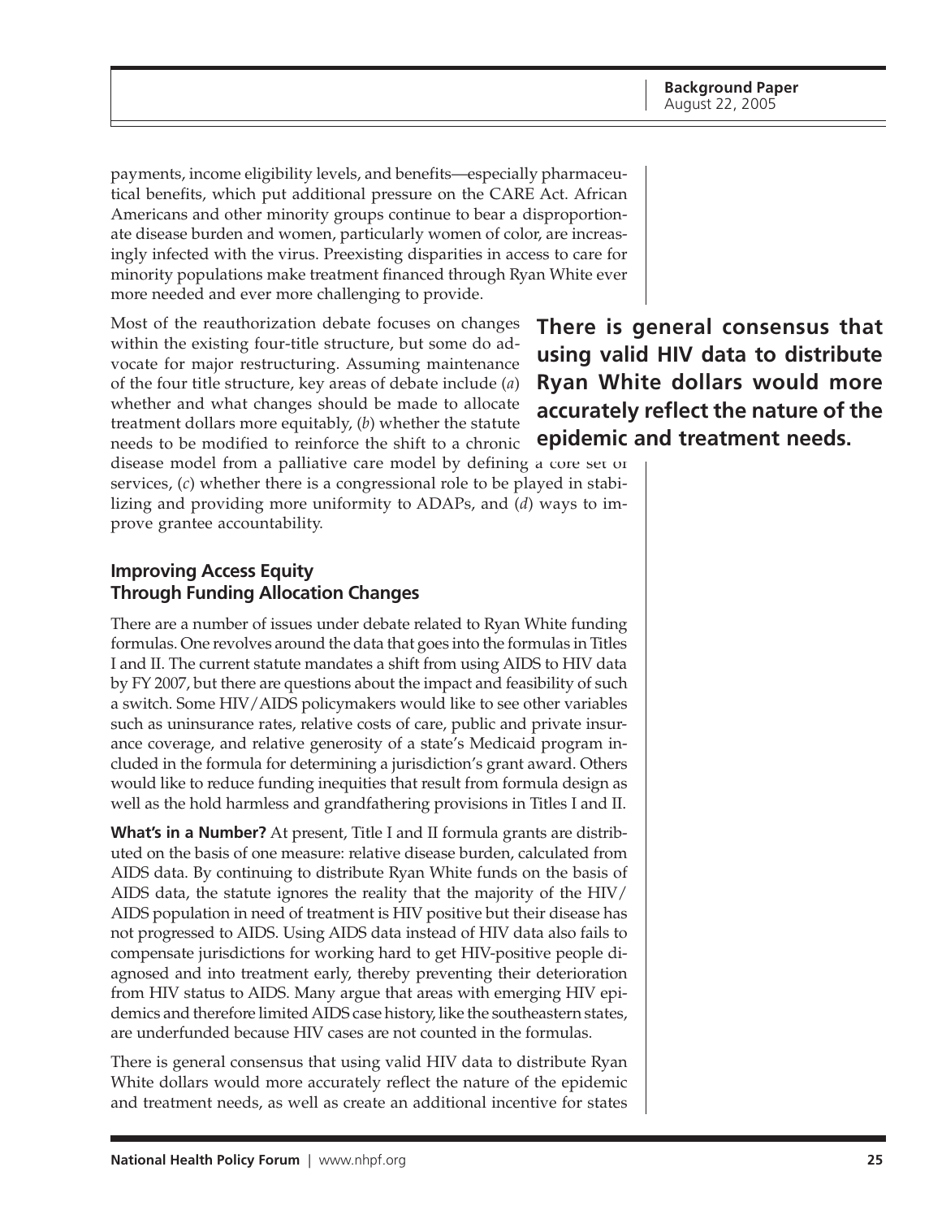payments, income eligibility levels, and benefits—especially pharmaceutical benefits, which put additional pressure on the CARE Act. African Americans and other minority groups continue to bear a disproportionate disease burden and women, particularly women of color, are increasingly infected with the virus. Preexisting disparities in access to care for minority populations make treatment financed through Ryan White ever more needed and ever more challenging to provide.

Most of the reauthorization debate focuses on changes within the existing four-title structure, but some do advocate for major restructuring. Assuming maintenance of the four title structure, key areas of debate include (*a*) whether and what changes should be made to allocate treatment dollars more equitably, (*b*) whether the statute needs to be modified to reinforce the shift to a chronic disease model from a palliative care model by defining a core set of services, (*c*) whether there is a congressional role to be played in stabilizing and providing more uniformity to ADAPs, and (*d*) ways to improve grantee accountability.

**There is general consensus that using valid HIV data to distribute Ryan White dollars would more accurately reflect the nature of the epidemic and treatment needs.**

### Improving Access Equity Through Funding Allocation Changes

There are a number of issues under debate related to Ryan White funding formulas. One revolves around the data that goes into the formulas in Titles I and II. The current statute mandates a shift from using AIDS to HIV data by FY 2007, but there are questions about the impact and feasibility of such a switch. Some HIV/AIDS policymakers would like to see other variables such as uninsurance rates, relative costs of care, public and private insurance coverage, and relative generosity of a state's Medicaid program included in the formula for determining a jurisdiction's grant award. Others would like to reduce funding inequities that result from formula design as well as the hold harmless and grandfathering provisions in Titles I and II.

**What's in a Number?** At present, Title I and II formula grants are distributed on the basis of one measure: relative disease burden, calculated from AIDS data. By continuing to distribute Ryan White funds on the basis of AIDS data, the statute ignores the reality that the majority of the HIV/AIDS population in need of treatment is HIV positive but their disease has not progressed to AIDS. Using AIDS data instead of HIV data also fails to compensate jurisdictions for working hard to get HIV-positive people diagnosed and into treatment early, thereby preventing their deterioration from HIV status to AIDS. Many argue that areas with emerging HIV epidemics and therefore limited AIDS case history, like the southeastern states, are underfunded because HIV cases are not counted in the formulas.

There is general consensus that using valid HIV data to distribute Ryan White dollars would more accurately reflect the nature of the epidemic and treatment needs, as well as create an additional incentive for states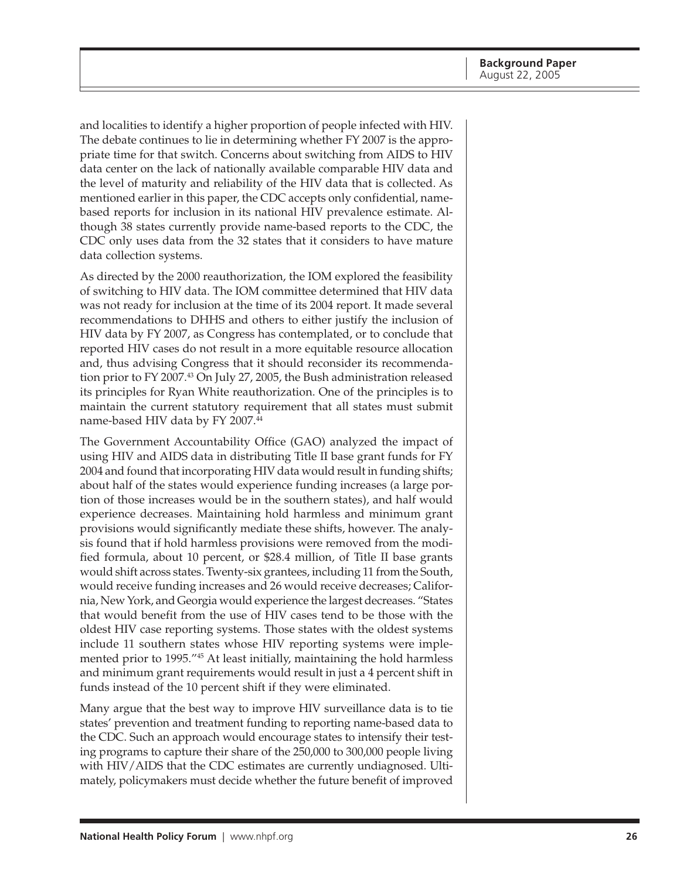and localities to identify a higher proportion of people infected with HIV. The debate continues to lie in determining whether FY 2007 is the appropriate time for that switch. Concerns about switching from AIDS to HIV data center on the lack of nationally available comparable HIV data and the level of maturity and reliability of the HIV data that is collected. As mentioned earlier in this paper, the CDC accepts only confidential, name-based reports for inclusion in its national HIV prevalence estimate. Although 38 states currently provide name-based reports to the CDC, the CDC only uses data from the 32 states that it considers to have mature data collection systems.

As directed by the 2000 reauthorization, the IOM explored the feasibility of switching to HIV data. The IOM committee determined that HIV data was not ready for inclusion at the time of its 2004 report. It made several recommendations to DHHS and others to either justify the inclusion of HIV data by FY 2007, as Congress has contemplated, or to conclude that reported HIV cases do not result in a more equitable resource allocation and, thus advising Congress that it should reconsider its recommendation prior to FY 2007.[43] On July 27, 2005, the Bush administration released its principles for Ryan White reauthorization. One of the principles is to maintain the current statutory requirement that all states must submit name-based HIV data by FY 2007.[44]

The Government Accountability Office (GAO) analyzed the impact of using HIV and AIDS data in distributing Title II base grant funds for FY 2004 and found that incorporating HIV data would result in funding shifts; about half of the states would experience funding increases (a large portion of those increases would be in the southern states), and half would experience decreases. Maintaining hold harmless and minimum grant provisions would significantly mediate these shifts, however. The analysis found that if hold harmless provisions were removed from the modified formula, about 10 percent, or $28.4 million, of Title II base grants would shift across states. Twenty-six grantees, including 11 from the South, would receive funding increases and 26 would receive decreases; California, New York, and Georgia would experience the largest decreases. "States that would benefit from the use of HIV cases tend to be those with the oldest HIV case reporting systems. Those states with the oldest systems include 11 southern states whose HIV reporting systems were implemented prior to 1995."[45] At least initially, maintaining the hold harmless and minimum grant requirements would result in just a 4 percent shift in funds instead of the 10 percent shift if they were eliminated.

Many argue that the best way to improve HIV surveillance data is to tie states' prevention and treatment funding to reporting name-based data to the CDC. Such an approach would encourage states to intensify their testing programs to capture their share of the 250,000 to 300,000 people living with HIV/AIDS that the CDC estimates are currently undiagnosed. Ultimately, policymakers must decide whether the future benefit of improved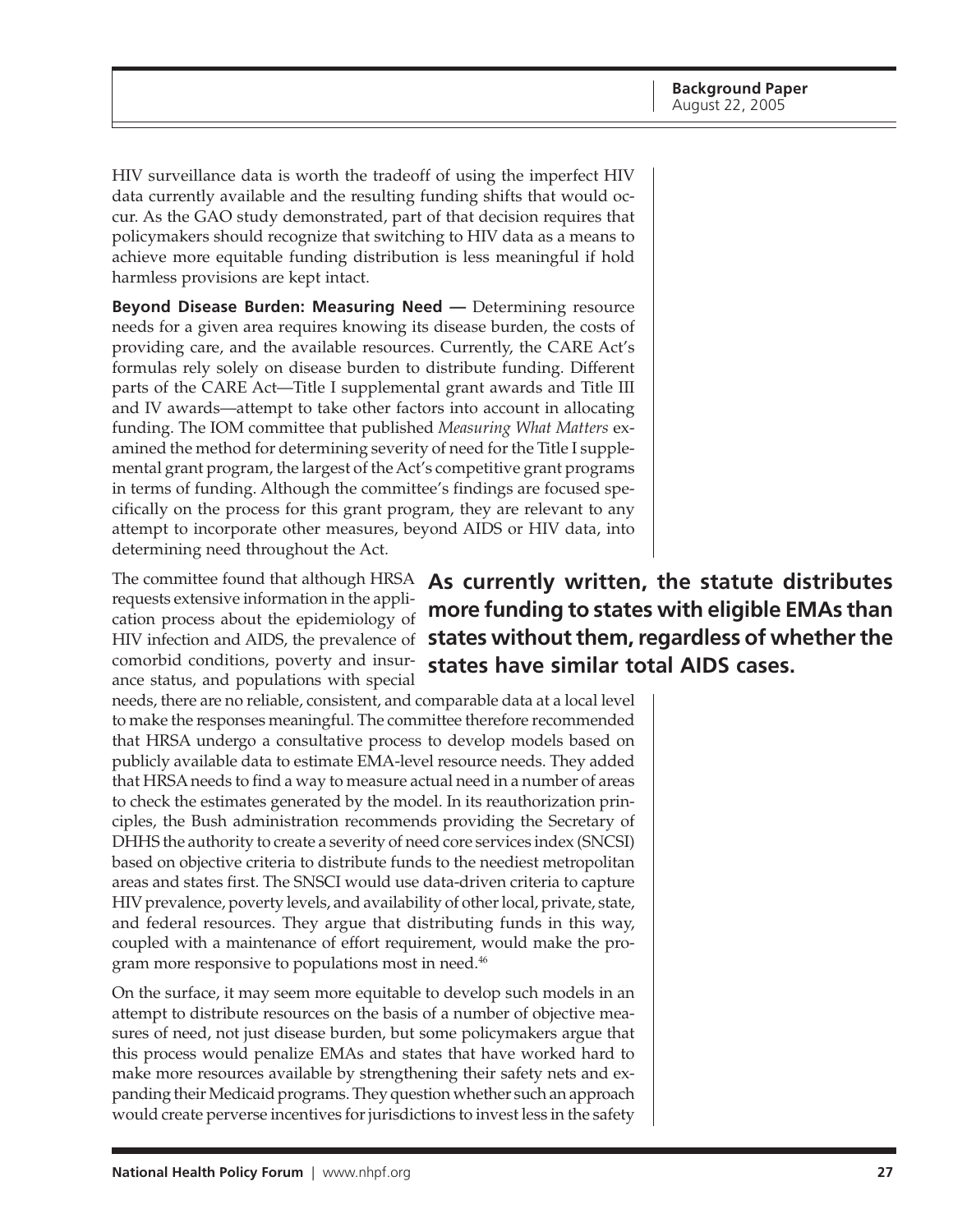HIV surveillance data is worth the tradeoff of using the imperfect HIV data currently available and the resulting funding shifts that would occur. As the GAO study demonstrated, part of that decision requires that policymakers should recognize that switching to HIV data as a means to achieve more equitable funding distribution is less meaningful if hold harmless provisions are kept intact.

**Beyond Disease Burden: Measuring Need —** Determining resource needs for a given area requires knowing its disease burden, the costs of providing care, and the available resources. Currently, the CARE Act's formulas rely solely on disease burden to distribute funding. Different parts of the CARE Act—Title I supplemental grant awards and Title III and IV awards—attempt to take other factors into account in allocating funding. The IOM committee that published *Measuring What Matters* examined the method for determining severity of need for the Title I supplemental grant program, the largest of the Act's competitive grant programs in terms of funding. Although the committee's findings are focused specifically on the process for this grant program, they are relevant to any attempt to incorporate other measures, beyond AIDS or HIV data, into determining need throughout the Act.

**As currently written, the statute distributes more funding to states with eligible EMAs than states without them, regardless of whether the states have similar total AIDS cases.**

The committee found that although HRSA requests extensive information in the application process about the epidemiology of HIV infection and AIDS, the prevalence of comorbid conditions, poverty and insurance status, and populations with special needs, there are no reliable, consistent, and comparable data at a local level to make the responses meaningful. The committee therefore recommended that HRSA undergo a consultative process to develop models based on publicly available data to estimate EMA-level resource needs. They added that HRSA needs to find a way to measure actual need in a number of areas to check the estimates generated by the model. In its reauthorization principles, the Bush administration recommends providing the Secretary of DHHS the authority to create a severity of need core services index (SNCSI) based on objective criteria to distribute funds to the neediest metropolitan areas and states first. The SNSCI would use data-driven criteria to capture HIV prevalence, poverty levels, and availability of other local, private, state, and federal resources. They argue that distributing funds in this way, coupled with a maintenance of effort requirement, would make the program more responsive to populations most in need.[46]

On the surface, it may seem more equitable to develop such models in an attempt to distribute resources on the basis of a number of objective measures of need, not just disease burden, but some policymakers argue that this process would penalize EMAs and states that have worked hard to make more resources available by strengthening their safety nets and expanding their Medicaid programs. They question whether such an approach would create perverse incentives for jurisdictions to invest less in the safety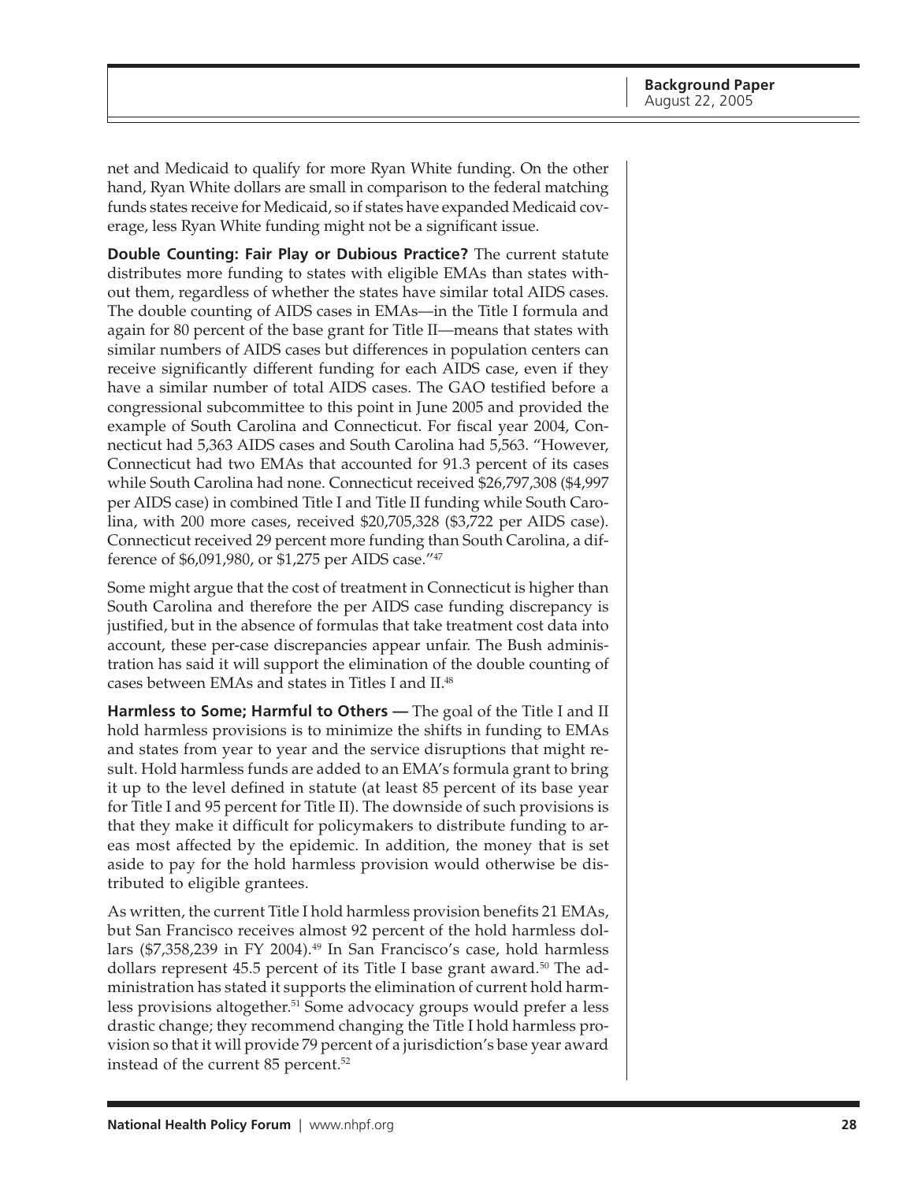net and Medicaid to qualify for more Ryan White funding. On the other hand, Ryan White dollars are small in comparison to the federal matching funds states receive for Medicaid, so if states have expanded Medicaid coverage, less Ryan White funding might not be a significant issue.

**Double Counting: Fair Play or Dubious Practice?** The current statute distributes more funding to states with eligible EMAs than states without them, regardless of whether the states have similar total AIDS cases. The double counting of AIDS cases in EMAs—in the Title I formula and again for 80 percent of the base grant for Title II—means that states with similar numbers of AIDS cases but differences in population centers can receive significantly different funding for each AIDS case, even if they have a similar number of total AIDS cases. The GAO testified before a congressional subcommittee to this point in June 2005 and provided the example of South Carolina and Connecticut. For fiscal year 2004, Connecticut had 5,363 AIDS cases and South Carolina had 5,563. "However, Connecticut had two EMAs that accounted for 91.3 percent of its cases while South Carolina had none. Connecticut received $26,797,308 ($4,997 per AIDS case) in combined Title I and Title II funding while South Carolina, with 200 more cases, received $20,705,328 ($3,722 per AIDS case). Connecticut received 29 percent more funding than South Carolina, a difference of $6,091,980, or $1,275 per AIDS case."[47]

Some might argue that the cost of treatment in Connecticut is higher than South Carolina and therefore the per AIDS case funding discrepancy is justified, but in the absence of formulas that take treatment cost data into account, these per-case discrepancies appear unfair. The Bush administration has said it will support the elimination of the double counting of cases between EMAs and states in Titles I and II.[48]

**Harmless to Some; Harmful to Others —** The goal of the Title I and II hold harmless provisions is to minimize the shifts in funding to EMAs and states from year to year and the service disruptions that might result. Hold harmless funds are added to an EMA's formula grant to bring it up to the level defined in statute (at least 85 percent of its base year for Title I and 95 percent for Title II). The downside of such provisions is that they make it difficult for policymakers to distribute funding to areas most affected by the epidemic. In addition, the money that is set aside to pay for the hold harmless provision would otherwise be distributed to eligible grantees.

As written, the current Title I hold harmless provision benefits 21 EMAs, but San Francisco receives almost 92 percent of the hold harmless dollars ($7,358,239 in FY 2004).[49] In San Francisco's case, hold harmless dollars represent 45.5 percent of its Title I base grant award.[50] The administration has stated it supports the elimination of current hold harmless provisions altogether.[51] Some advocacy groups would prefer a less drastic change; they recommend changing the Title I hold harmless provision so that it will provide 79 percent of a jurisdiction's base year award instead of the current 85 percent.[52]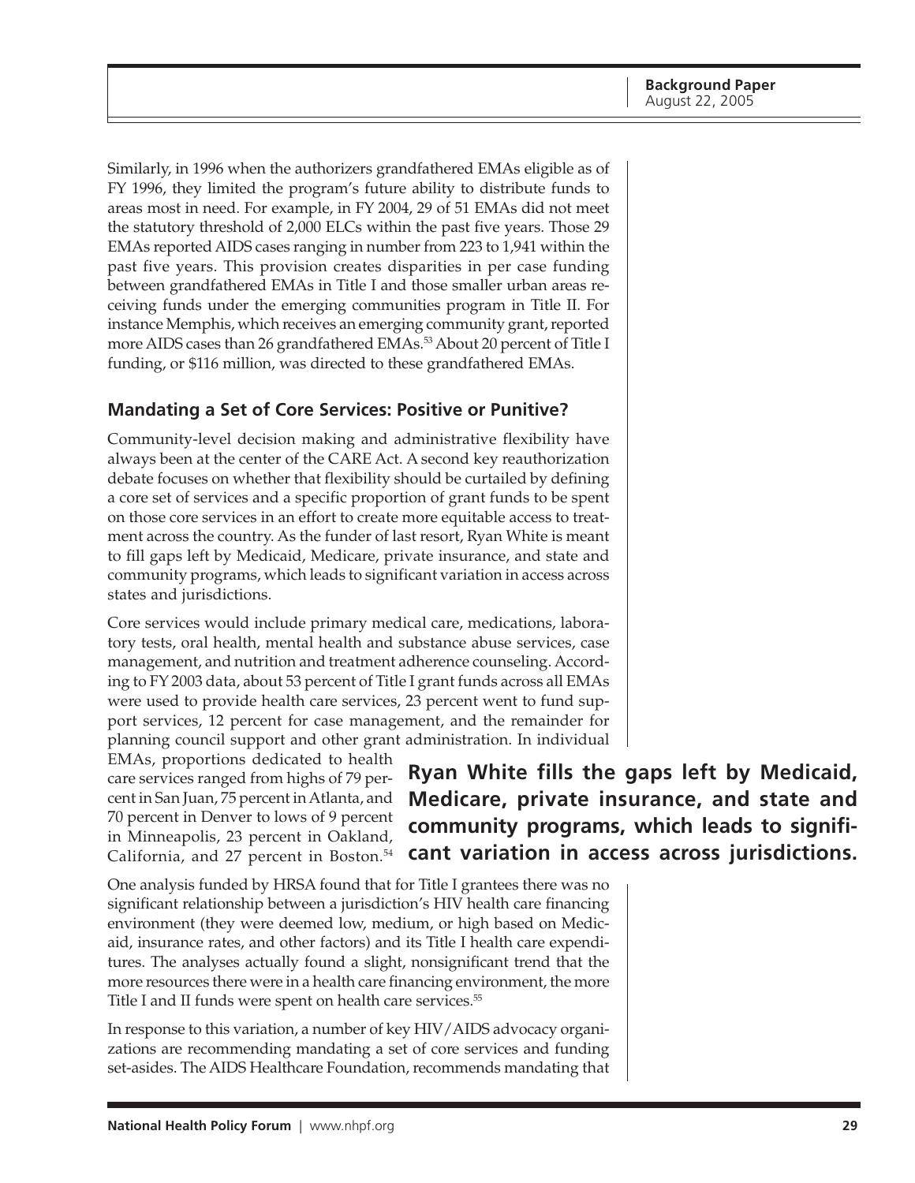Similarly, in 1996 when the authorizers grandfathered EMAs eligible as of FY 1996, they limited the program's future ability to distribute funds to areas most in need. For example, in FY 2004, 29 of 51 EMAs did not meet the statutory threshold of 2,000 ELCs within the past five years. Those 29 EMAs reported AIDS cases ranging in number from 223 to 1,941 within the past five years. This provision creates disparities in per case funding between grandfathered EMAs in Title I and those smaller urban areas receiving funds under the emerging communities program in Title II. For instance Memphis, which receives an emerging community grant, reported more AIDS cases than 26 grandfathered EMAs.[53] About 20 percent of Title I funding, or $116 million, was directed to these grandfathered EMAs.

### Mandating a Set of Core Services: Positive or Punitive?

Community-level decision making and administrative flexibility have always been at the center of the CARE Act. A second key reauthorization debate focuses on whether that flexibility should be curtailed by defining a core set of services and a specific proportion of grant funds to be spent on those core services in an effort to create more equitable access to treatment across the country. As the funder of last resort, Ryan White is meant to fill gaps left by Medicaid, Medicare, private insurance, and state and community programs, which leads to significant variation in access across states and jurisdictions.

Core services would include primary medical care, medications, laboratory tests, oral health, mental health and substance abuse services, case management, and nutrition and treatment adherence counseling. According to FY 2003 data, about 53 percent of Title I grant funds across all EMAs were used to provide health care services, 23 percent went to fund support services, 12 percent for case management, and the remainder for planning council support and other grant administration. In individual EMAs, proportions dedicated to health care services ranged from highs of 79 percent in San Juan, 75 percent in Atlanta, and 70 percent in Denver to lows of 9 percent in Minneapolis, 23 percent in Oakland, California, and 27 percent in Boston.[54]

**Ryan White fills the gaps left by Medicaid, Medicare, private insurance, and state and community programs, which leads to significant variation in access across jurisdictions.**

One analysis funded by HRSA found that for Title I grantees there was no significant relationship between a jurisdiction's HIV health care financing environment (they were deemed low, medium, or high based on Medicaid, insurance rates, and other factors) and its Title I health care expenditures. The analyses actually found a slight, nonsignificant trend that the more resources there were in a health care financing environment, the more Title I and II funds were spent on health care services.[55]

In response to this variation, a number of key HIV/AIDS advocacy organizations are recommending mandating a set of core services and funding set-asides. The AIDS Healthcare Foundation, recommends mandating that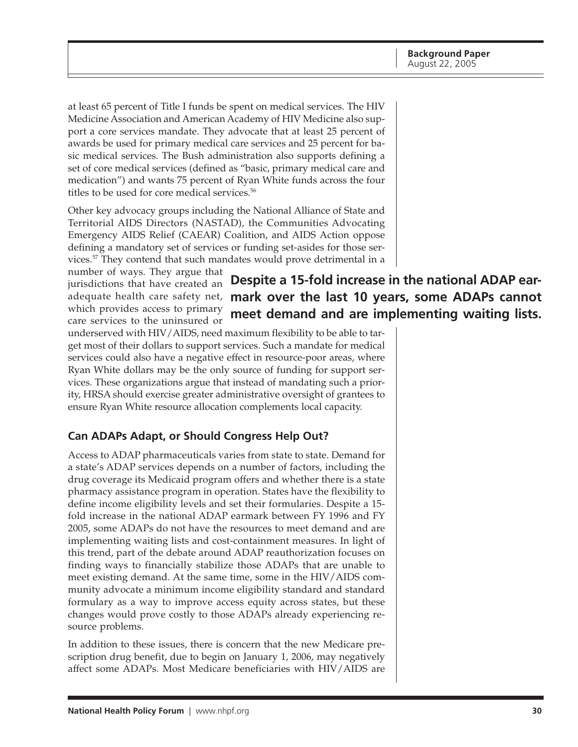at least 65 percent of Title I funds be spent on medical services. The HIV Medicine Association and American Academy of HIV Medicine also support a core services mandate. They advocate that at least 25 percent of awards be used for primary medical care services and 25 percent for basic medical services. The Bush administration also supports defining a set of core medical services (defined as "basic, primary medical care and medication") and wants 75 percent of Ryan White funds across the four titles to be used for core medical services.[56]

Other key advocacy groups including the National Alliance of State and Territorial AIDS Directors (NASTAD), the Communities Advocating Emergency AIDS Relief (CAEAR) Coalition, and AIDS Action oppose defining a mandatory set of services or funding set-asides for those services.[57] They contend that such mandates would prove detrimental in a number of ways. They argue that jurisdictions that have created an adequate health care safety net, which provides access to primary care services to the uninsured or underserved with HIV/AIDS, need maximum flexibility to be able to target most of their dollars to support services. Such a mandate for medical services could also have a negative effect in resource-poor areas, where Ryan White dollars may be the only source of funding for support services. These organizations argue that instead of mandating such a priority, HRSA should exercise greater administrative oversight of grantees to ensure Ryan White resource allocation complements local capacity.

**Despite a 15-fold increase in the national ADAP earmark over the last 10 years, some ADAPs cannot meet demand and are implementing waiting lists.**

### Can ADAPs Adapt, or Should Congress Help Out?

Access to ADAP pharmaceuticals varies from state to state. Demand for a state's ADAP services depends on a number of factors, including the drug coverage its Medicaid program offers and whether there is a state pharmacy assistance program in operation. States have the flexibility to define income eligibility levels and set their formularies. Despite a 15-fold increase in the national ADAP earmark between FY 1996 and FY 2005, some ADAPs do not have the resources to meet demand and are implementing waiting lists and cost-containment measures. In light of this trend, part of the debate around ADAP reauthorization focuses on finding ways to financially stabilize those ADAPs that are unable to meet existing demand. At the same time, some in the HIV/AIDS community advocate a minimum income eligibility standard and standard formulary as a way to improve access equity across states, but these changes would prove costly to those ADAPs already experiencing resource problems.

In addition to these issues, there is concern that the new Medicare prescription drug benefit, due to begin on January 1, 2006, may negatively affect some ADAPs. Most Medicare beneficiaries with HIV/AIDS are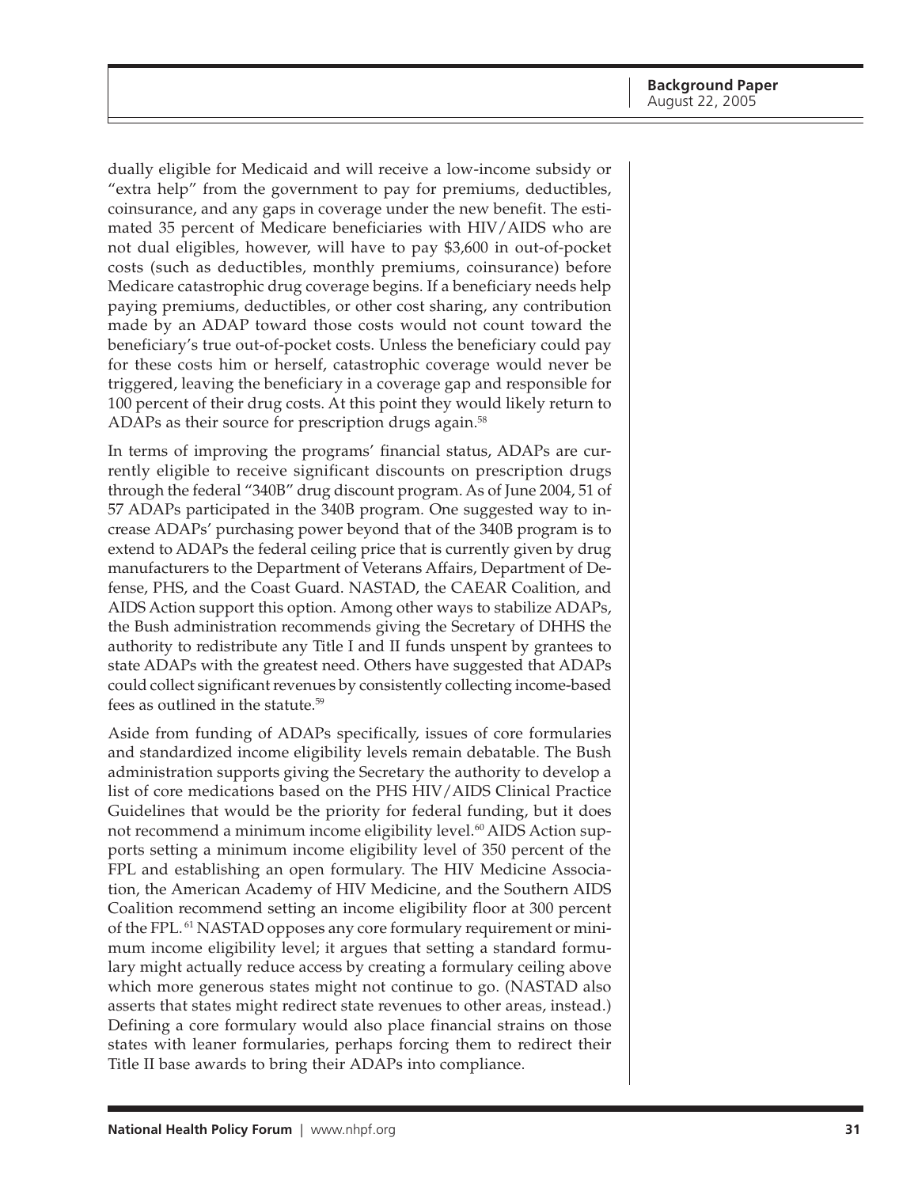dually eligible for Medicaid and will receive a low-income subsidy or "extra help" from the government to pay for premiums, deductibles, coinsurance, and any gaps in coverage under the new benefit. The estimated 35 percent of Medicare beneficiaries with HIV/AIDS who are not dual eligibles, however, will have to pay $3,600 in out-of-pocket costs (such as deductibles, monthly premiums, coinsurance) before Medicare catastrophic drug coverage begins. If a beneficiary needs help paying premiums, deductibles, or other cost sharing, any contribution made by an ADAP toward those costs would not count toward the beneficiary's true out-of-pocket costs. Unless the beneficiary could pay for these costs him or herself, catastrophic coverage would never be triggered, leaving the beneficiary in a coverage gap and responsible for 100 percent of their drug costs. At this point they would likely return to ADAPs as their source for prescription drugs again.[58]

In terms of improving the programs' financial status, ADAPs are currently eligible to receive significant discounts on prescription drugs through the federal "340B" drug discount program. As of June 2004, 51 of 57 ADAPs participated in the 340B program. One suggested way to increase ADAPs' purchasing power beyond that of the 340B program is to extend to ADAPs the federal ceiling price that is currently given by drug manufacturers to the Department of Veterans Affairs, Department of Defense, PHS, and the Coast Guard. NASTAD, the CAEAR Coalition, and AIDS Action support this option. Among other ways to stabilize ADAPs, the Bush administration recommends giving the Secretary of DHHS the authority to redistribute any Title I and II funds unspent by grantees to state ADAPs with the greatest need. Others have suggested that ADAPs could collect significant revenues by consistently collecting income-based fees as outlined in the statute.[59]

Aside from funding of ADAPs specifically, issues of core formularies and standardized income eligibility levels remain debatable. The Bush administration supports giving the Secretary the authority to develop a list of core medications based on the PHS HIV/AIDS Clinical Practice Guidelines that would be the priority for federal funding, but it does not recommend a minimum income eligibility level.[60] AIDS Action supports setting a minimum income eligibility level of 350 percent of the FPL and establishing an open formulary. The HIV Medicine Association, the American Academy of HIV Medicine, and the Southern AIDS Coalition recommend setting an income eligibility floor at 300 percent of the FPL.[61] NASTAD opposes any core formulary requirement or minimum income eligibility level; it argues that setting a standard formulary might actually reduce access by creating a formulary ceiling above which more generous states might not continue to go. (NASTAD also asserts that states might redirect state revenues to other areas, instead.) Defining a core formulary would also place financial strains on those states with leaner formularies, perhaps forcing them to redirect their Title II base awards to bring their ADAPs into compliance.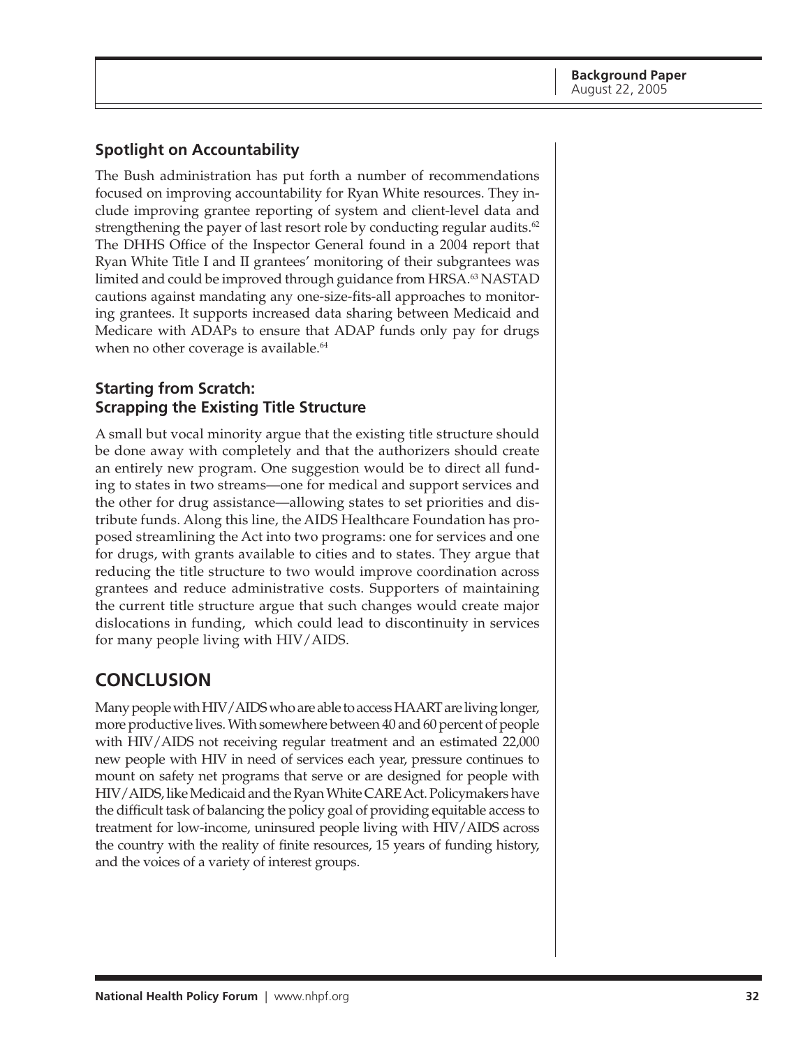## Spotlight on Accountability

The Bush administration has put forth a number of recommendations focused on improving accountability for Ryan White resources. They include improving grantee reporting of system and client-level data and strengthening the payer of last resort role by conducting regular audits.[62] The DHHS Office of the Inspector General found in a 2004 report that Ryan White Title I and II grantees' monitoring of their subgrantees was limited and could be improved through guidance from HRSA.[63] NASTAD cautions against mandating any one-size-fits-all approaches to monitoring grantees. It supports increased data sharing between Medicaid and Medicare with ADAPs to ensure that ADAP funds only pay for drugs when no other coverage is available.[64]

## Starting from Scratch: Scrapping the Existing Title Structure

A small but vocal minority argue that the existing title structure should be done away with completely and that the authorizers should create an entirely new program. One suggestion would be to direct all funding to states in two streams—one for medical and support services and the other for drug assistance—allowing states to set priorities and distribute funds. Along this line, the AIDS Healthcare Foundation has proposed streamlining the Act into two programs: one for services and one for drugs, with grants available to cities and to states. They argue that reducing the title structure to two would improve coordination across grantees and reduce administrative costs. Supporters of maintaining the current title structure argue that such changes would create major dislocations in funding, which could lead to discontinuity in services for many people living with HIV/AIDS.

# CONCLUSION

Many people with HIV/AIDS who are able to access HAART are living longer, more productive lives. With somewhere between 40 and 60 percent of people with HIV/AIDS not receiving regular treatment and an estimated 22,000 new people with HIV in need of services each year, pressure continues to mount on safety net programs that serve or are designed for people with HIV/AIDS, like Medicaid and the Ryan White CARE Act. Policymakers have the difficult task of balancing the policy goal of providing equitable access to treatment for low-income, uninsured people living with HIV/AIDS across the country with the reality of finite resources, 15 years of funding history, and the voices of a variety of interest groups.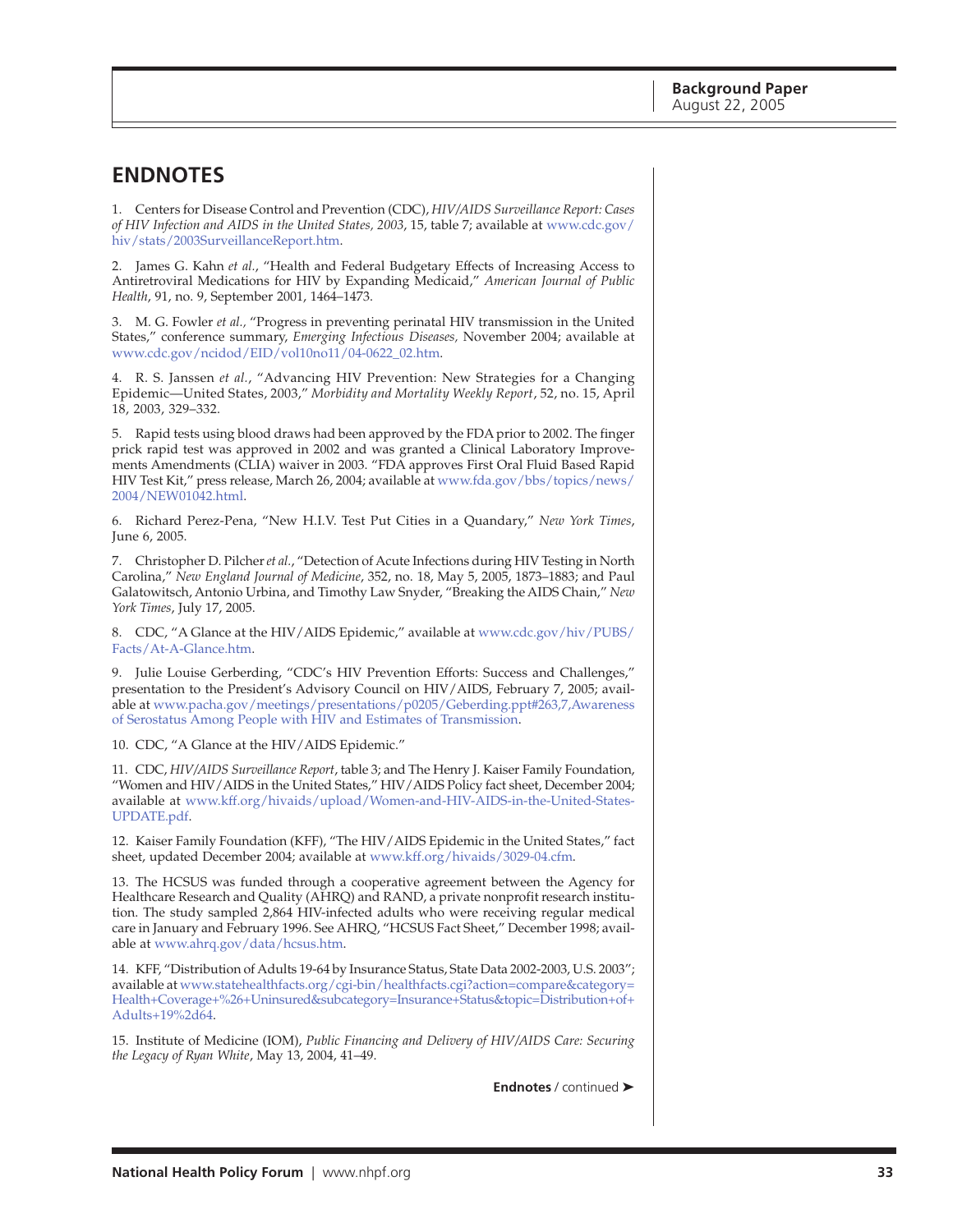## ENDNOTES

1. Centers for Disease Control and Prevention (CDC), *HIV/AIDS Surveillance Report: Cases of HIV Infection and AIDS in the United States, 2003*, 15, table 7; available at www.cdc.gov/hiv/stats/2003SurveillanceReport.htm.

2. James G. Kahn *et al.*, "Health and Federal Budgetary Effects of Increasing Access to Antiretroviral Medications for HIV by Expanding Medicaid," *American Journal of Public Health*, 91, no. 9, September 2001, 1464–1473.

3. M. G. Fowler *et al.,* "Progress in preventing perinatal HIV transmission in the United States," conference summary, *Emerging Infectious Diseases,* November 2004; available at www.cdc.gov/ncidod/EID/vol10no11/04-0622_02.htm.

4. R. S. Janssen *et al.*, "Advancing HIV Prevention: New Strategies for a Changing Epidemic—United States, 2003," *Morbidity and Mortality Weekly Report*, 52, no. 15, April 18, 2003, 329–332.

5. Rapid tests using blood draws had been approved by the FDA prior to 2002. The finger prick rapid test was approved in 2002 and was granted a Clinical Laboratory Improvements Amendments (CLIA) waiver in 2003. "FDA approves First Oral Fluid Based Rapid HIV Test Kit," press release, March 26, 2004; available at www.fda.gov/bbs/topics/news/2004/NEW01042.html.

6. Richard Perez-Pena, "New H.I.V. Test Put Cities in a Quandary," *New York Times*, June 6, 2005.

7. Christopher D. Pilcher *et al.*, "Detection of Acute Infections during HIV Testing in North Carolina," *New England Journal of Medicine*, 352, no. 18, May 5, 2005, 1873–1883; and Paul Galatowitsch, Antonio Urbina, and Timothy Law Snyder, "Breaking the AIDS Chain," *New York Times*, July 17, 2005.

8. CDC, "A Glance at the HIV/AIDS Epidemic," available at www.cdc.gov/hiv/PUBS/Facts/At-A-Glance.htm.

9. Julie Louise Gerberding, "CDC's HIV Prevention Efforts: Success and Challenges," presentation to the President's Advisory Council on HIV/AIDS, February 7, 2005; available at www.pacha.gov/meetings/presentations/p0205/Geberding.ppt#263,7,Awareness of Serostatus Among People with HIV and Estimates of Transmission.

10. CDC, "A Glance at the HIV/AIDS Epidemic."

11. CDC, *HIV/AIDS Surveillance Report*, table 3; and The Henry J. Kaiser Family Foundation, "Women and HIV/AIDS in the United States," HIV/AIDS Policy fact sheet, December 2004; available at www.kff.org/hivaids/upload/Women-and-HIV-AIDS-in-the-United-States-UPDATE.pdf.

12. Kaiser Family Foundation (KFF), "The HIV/AIDS Epidemic in the United States," fact sheet, updated December 2004; available at www.kff.org/hivaids/3029-04.cfm.

13. The HCSUS was funded through a cooperative agreement between the Agency for Healthcare Research and Quality (AHRQ) and RAND, a private nonprofit research institution. The study sampled 2,864 HIV-infected adults who were receiving regular medical care in January and February 1996. See AHRQ, "HCSUS Fact Sheet," December 1998; available at www.ahrq.gov/data/hcsus.htm.

14. KFF, "Distribution of Adults 19-64 by Insurance Status, State Data 2002-2003, U.S. 2003"; available at www.statehealthfacts.org/cgi-bin/healthfacts.cgi?action=compare&category=Health+Coverage+%26+Uninsured&subcategory=Insurance+Status&topic=Distribution+of+Adults+19%2d64.

15. Institute of Medicine (IOM), *Public Financing and Delivery of HIV/AIDS Care: Securing the Legacy of Ryan White*, May 13, 2004, 41–49.

**Endnotes** / continued ➤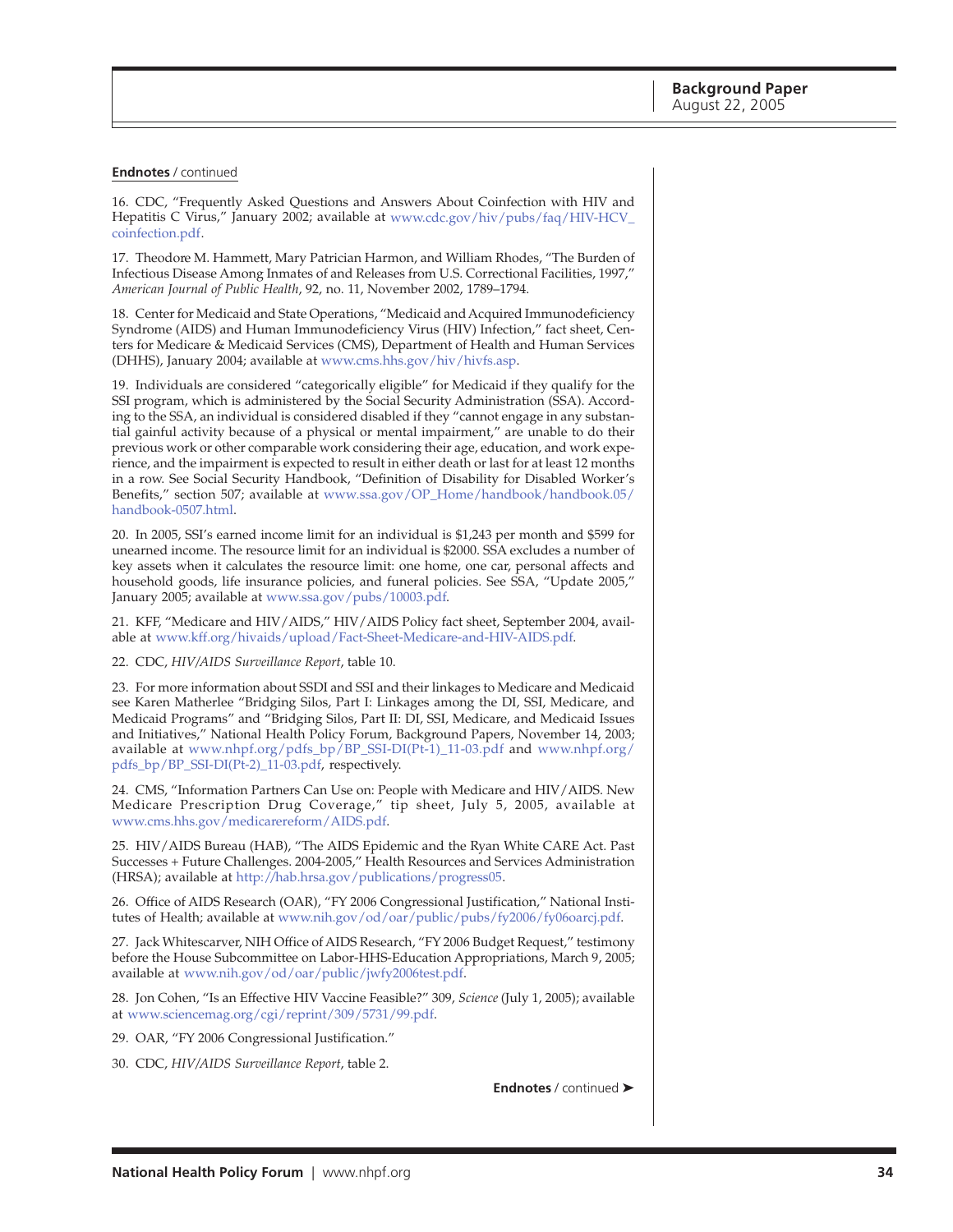**Endnotes** / continued

16. CDC, "Frequently Asked Questions and Answers About Coinfection with HIV and Hepatitis C Virus," January 2002; available at www.cdc.gov/hiv/pubs/faq/HIV-HCV_coinfection.pdf.

17. Theodore M. Hammett, Mary Patrician Harmon, and William Rhodes, "The Burden of Infectious Disease Among Inmates of and Releases from U.S. Correctional Facilities, 1997," *American Journal of Public Health*, 92, no. 11, November 2002, 1789–1794.

18. Center for Medicaid and State Operations, "Medicaid and Acquired Immunodeficiency Syndrome (AIDS) and Human Immunodeficiency Virus (HIV) Infection," fact sheet, Centers for Medicare & Medicaid Services (CMS), Department of Health and Human Services (DHHS), January 2004; available at www.cms.hhs.gov/hiv/hivfs.asp.

19. Individuals are considered "categorically eligible" for Medicaid if they qualify for the SSI program, which is administered by the Social Security Administration (SSA). According to the SSA, an individual is considered disabled if they "cannot engage in any substantial gainful activity because of a physical or mental impairment," are unable to do their previous work or other comparable work considering their age, education, and work experience, and the impairment is expected to result in either death or last for at least 12 months in a row. See Social Security Handbook, "Definition of Disability for Disabled Worker's Benefits," section 507; available at www.ssa.gov/OP_Home/handbook/handbook.05/handbook-0507.html.

20. In 2005, SSI's earned income limit for an individual is $1,243 per month and $599 for unearned income. The resource limit for an individual is $2000. SSA excludes a number of key assets when it calculates the resource limit: one home, one car, personal affects and household goods, life insurance policies, and funeral policies. See SSA, "Update 2005," January 2005; available at www.ssa.gov/pubs/10003.pdf.

21. KFF, "Medicare and HIV/AIDS," HIV/AIDS Policy fact sheet, September 2004, available at www.kff.org/hivaids/upload/Fact-Sheet-Medicare-and-HIV-AIDS.pdf.

22. CDC, *HIV/AIDS Surveillance Report*, table 10.

23. For more information about SSDI and SSI and their linkages to Medicare and Medicaid see Karen Matherlee "Bridging Silos, Part I: Linkages among the DI, SSI, Medicare, and Medicaid Programs" and "Bridging Silos, Part II: DI, SSI, Medicare, and Medicaid Issues and Initiatives," National Health Policy Forum, Background Papers, November 14, 2003; available at www.nhpf.org/pdfs_bp/BP_SSI-DI(Pt-1)_11-03.pdf and www.nhpf.org/pdfs_bp/BP_SSI-DI(Pt-2)_11-03.pdf, respectively.

24. CMS, "Information Partners Can Use on: People with Medicare and HIV/AIDS. New Medicare Prescription Drug Coverage," tip sheet, July 5, 2005, available at www.cms.hhs.gov/medicarereform/AIDS.pdf.

25. HIV/AIDS Bureau (HAB), "The AIDS Epidemic and the Ryan White CARE Act. Past Successes + Future Challenges. 2004-2005," Health Resources and Services Administration (HRSA); available at http://hab.hrsa.gov/publications/progress05.

26. Office of AIDS Research (OAR), "FY 2006 Congressional Justification," National Institutes of Health; available at www.nih.gov/od/oar/public/pubs/fy2006/fy06oarcj.pdf.

27. Jack Whitescarver, NIH Office of AIDS Research, "FY 2006 Budget Request," testimony before the House Subcommittee on Labor-HHS-Education Appropriations, March 9, 2005; available at www.nih.gov/od/oar/public/jwfy2006test.pdf.

28. Jon Cohen, "Is an Effective HIV Vaccine Feasible?" 309, *Science* (July 1, 2005); available at www.sciencemag.org/cgi/reprint/309/5731/99.pdf.

29. OAR, "FY 2006 Congressional Justification."

30. CDC, *HIV/AIDS Surveillance Report*, table 2.

**Endnotes** / continued ➤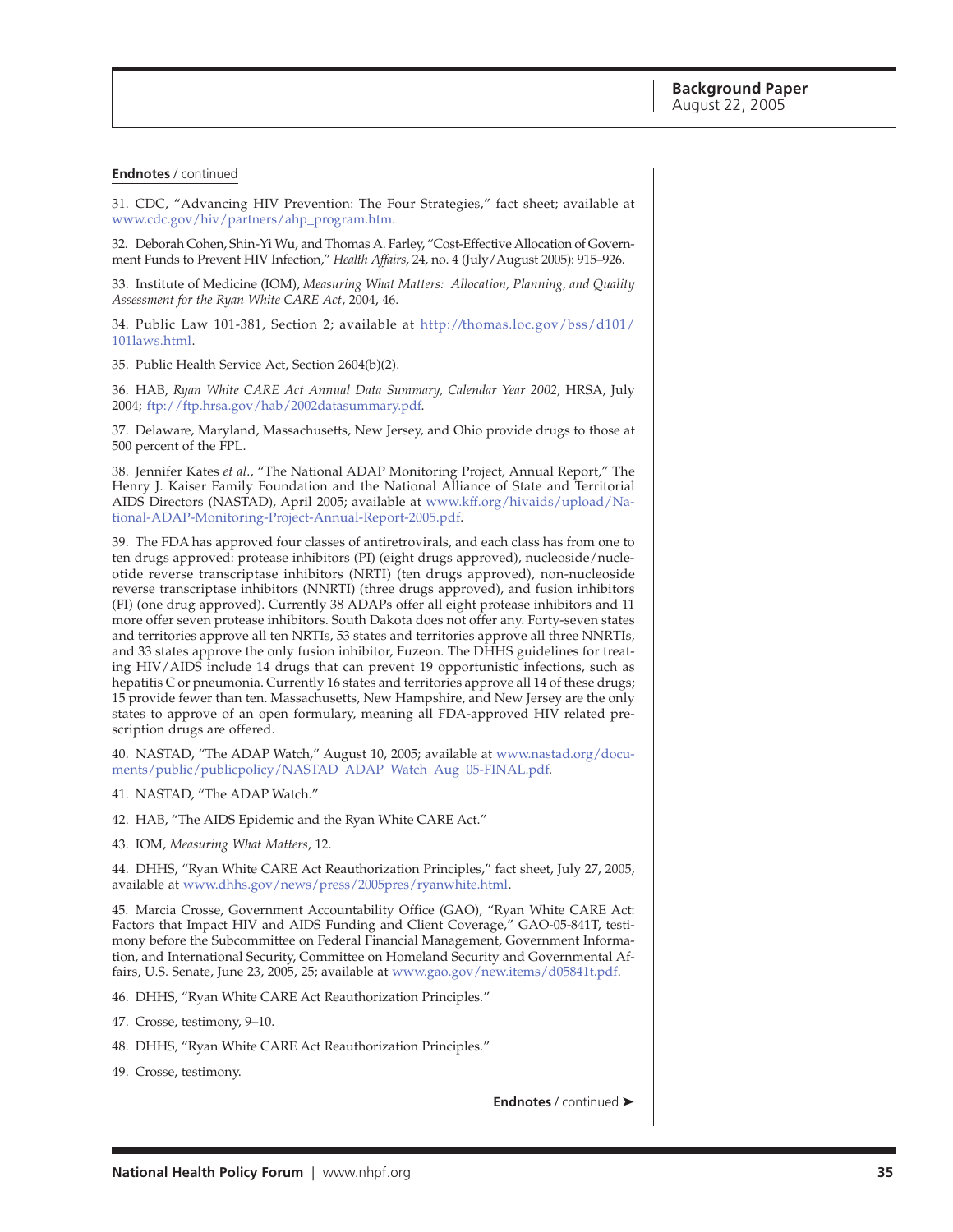**Endnotes** / continued

31. CDC, "Advancing HIV Prevention: The Four Strategies," fact sheet; available at www.cdc.gov/hiv/partners/ahp_program.htm.

32. Deborah Cohen, Shin-Yi Wu, and Thomas A. Farley, "Cost-Effective Allocation of Government Funds to Prevent HIV Infection," *Health Affairs*, 24, no. 4 (July/August 2005): 915–926.

33. Institute of Medicine (IOM), *Measuring What Matters: Allocation, Planning, and Quality Assessment for the Ryan White CARE Act*, 2004, 46.

34. Public Law 101-381, Section 2; available at http://thomas.loc.gov/bss/d101/101laws.html.

35. Public Health Service Act, Section 2604(b)(2).

36. HAB, *Ryan White CARE Act Annual Data Summary, Calendar Year 2002*, HRSA, July 2004; ftp://ftp.hrsa.gov/hab/2002datasummary.pdf.

37. Delaware, Maryland, Massachusetts, New Jersey, and Ohio provide drugs to those at 500 percent of the FPL.

38. Jennifer Kates *et al.*, "The National ADAP Monitoring Project, Annual Report," The Henry J. Kaiser Family Foundation and the National Alliance of State and Territorial AIDS Directors (NASTAD), April 2005; available at www.kff.org/hivaids/upload/National-ADAP-Monitoring-Project-Annual-Report-2005.pdf.

39. The FDA has approved four classes of antiretrovirals, and each class has from one to ten drugs approved: protease inhibitors (PI) (eight drugs approved), nucleoside/nucleotide reverse transcriptase inhibitors (NRTI) (ten drugs approved), non-nucleoside reverse transcriptase inhibitors (NNRTI) (three drugs approved), and fusion inhibitors (FI) (one drug approved). Currently 38 ADAPs offer all eight protease inhibitors and 11 more offer seven protease inhibitors. South Dakota does not offer any. Forty-seven states and territories approve all ten NRTIs, 53 states and territories approve all three NNRTIs, and 33 states approve the only fusion inhibitor, Fuzeon. The DHHS guidelines for treating HIV/AIDS include 14 drugs that can prevent 19 opportunistic infections, such as hepatitis C or pneumonia. Currently 16 states and territories approve all 14 of these drugs; 15 provide fewer than ten. Massachusetts, New Hampshire, and New Jersey are the only states to approve of an open formulary, meaning all FDA-approved HIV related prescription drugs are offered.

40. NASTAD, "The ADAP Watch," August 10, 2005; available at www.nastad.org/documents/public/publicpolicy/NASTAD_ADAP_Watch_Aug_05-FINAL.pdf.

41. NASTAD, "The ADAP Watch."

42. HAB, "The AIDS Epidemic and the Ryan White CARE Act."

43. IOM, *Measuring What Matters*, 12.

44. DHHS, "Ryan White CARE Act Reauthorization Principles," fact sheet, July 27, 2005, available at www.dhhs.gov/news/press/2005pres/ryanwhite.html.

45. Marcia Crosse, Government Accountability Office (GAO), "Ryan White CARE Act: Factors that Impact HIV and AIDS Funding and Client Coverage," GAO-05-841T, testimony before the Subcommittee on Federal Financial Management, Government Information, and International Security, Committee on Homeland Security and Governmental Affairs, U.S. Senate, June 23, 2005, 25; available at www.gao.gov/new.items/d05841t.pdf.

46. DHHS, "Ryan White CARE Act Reauthorization Principles."

47. Crosse, testimony, 9–10.

48. DHHS, "Ryan White CARE Act Reauthorization Principles."

49. Crosse, testimony.

**Endnotes** / continued ➤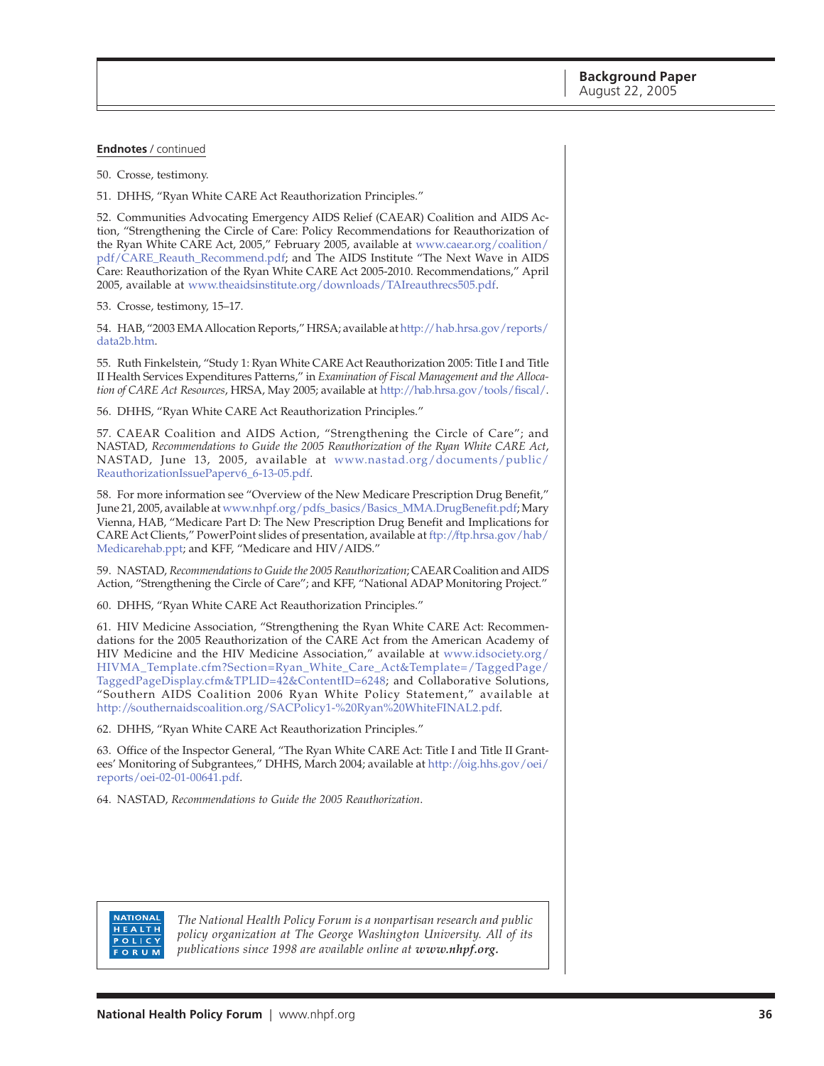**Endnotes** / continued

50. Crosse, testimony.

51. DHHS, "Ryan White CARE Act Reauthorization Principles."

52. Communities Advocating Emergency AIDS Relief (CAEAR) Coalition and AIDS Action, "Strengthening the Circle of Care: Policy Recommendations for Reauthorization of the Ryan White CARE Act, 2005," February 2005, available at www.caear.org/coalition/pdf/CARE_Reauth_Recommend.pdf; and The AIDS Institute "The Next Wave in AIDS Care: Reauthorization of the Ryan White CARE Act 2005-2010. Recommendations," April 2005, available at www.theaidsinstitute.org/downloads/TAIreauthrecs505.pdf.

53. Crosse, testimony, 15–17.

54. HAB, "2003 EMA Allocation Reports," HRSA; available at http://hab.hrsa.gov/reports/data2b.htm.

55. Ruth Finkelstein, "Study 1: Ryan White CARE Act Reauthorization 2005: Title I and Title II Health Services Expenditures Patterns," in *Examination of Fiscal Management and the Allocation of CARE Act Resources*, HRSA, May 2005; available at http://hab.hrsa.gov/tools/fiscal/.

56. DHHS, "Ryan White CARE Act Reauthorization Principles."

57. CAEAR Coalition and AIDS Action, "Strengthening the Circle of Care"; and NASTAD, *Recommendations to Guide the 2005 Reauthorization of the Ryan White CARE Act*, NASTAD, June 13, 2005, available at www.nastad.org/documents/public/ReauthorizationIssuePaperv6_6-13-05.pdf.

58. For more information see "Overview of the New Medicare Prescription Drug Benefit," June 21, 2005, available at www.nhpf.org/pdfs_basics/Basics_MMA.DrugBenefit.pdf; Mary Vienna, HAB, "Medicare Part D: The New Prescription Drug Benefit and Implications for CARE Act Clients," PowerPoint slides of presentation, available at ftp://ftp.hrsa.gov/hab/Medicarehab.ppt; and KFF, "Medicare and HIV/AIDS."

59. NASTAD, *Recommendations to Guide the 2005 Reauthorization*; CAEAR Coalition and AIDS Action, "Strengthening the Circle of Care"; and KFF, "National ADAP Monitoring Project."

60. DHHS, "Ryan White CARE Act Reauthorization Principles."

61. HIV Medicine Association, "Strengthening the Ryan White CARE Act: Recommendations for the 2005 Reauthorization of the CARE Act from the American Academy of HIV Medicine and the HIV Medicine Association," available at www.idsociety.org/HIVMA_Template.cfm?Section=Ryan_White_Care_Act&Template=/TaggedPage/TaggedPageDisplay.cfm&TPLID=42&ContentID=6248; and Collaborative Solutions, "Southern AIDS Coalition 2006 Ryan White Policy Statement," available at http://southernaidscoalition.org/SACPolicy1-%20Ryan%20WhiteFINAL2.pdf.

62. DHHS, "Ryan White CARE Act Reauthorization Principles."

63. Office of the Inspector General, "The Ryan White CARE Act: Title I and Title II Grantees' Monitoring of Subgrantees," DHHS, March 2004; available at http://oig.hhs.gov/oei/reports/oei-02-01-00641.pdf.

64. NASTAD, *Recommendations to Guide the 2005 Reauthorization*.

NATIONAL HEALTH POLICY FORUM

*The National Health Policy Forum is a nonpartisan research and public policy organization at The George Washington University. All of its publications since 1998 are available online at* ***www.nhpf.org.***